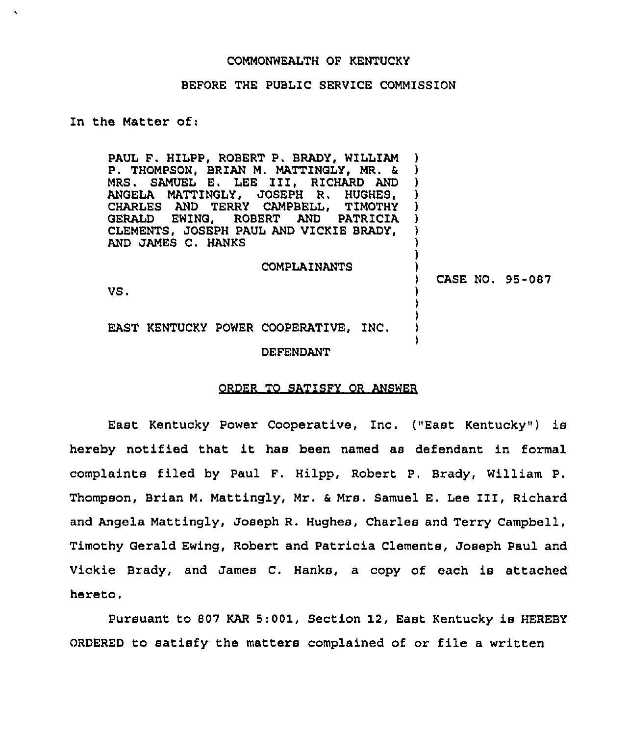COMMONWEALTH OF KENTUCKY

BEFORE THE PUBLIC SERVICE COMMISSION

In the Matter of:

PAUL F. HILPP, ROBERT P. BRADY, WILLIAM P. THOMPSON, BRIAN M. MATTINGLY, MR. & MRS. SAMUEL E. LEE III, RICHARD AND ANGELA MATTINGLY, JOSEPH R. HUGHES, CHARLES AND TERRY CAMPBELL, TIMOTHY GERALD EWING, ROBERT AND PATRICIA CLEMENTS, JOSEPH PAUL AND VICKIE BRADY, AND JAMES C. HANKS

COMPLAINANTS

VS.

EAST KENTUCKY POWER COOPERATIVE, INC.

DEFENDANT

) CASE NO. 95-087

## ORDER TO SATISFY OR ANSWER

East Kentucky Power Cooperative, Inc. ("East Kentucky") is hereby notified that it has been named as defendant in formal complaints filed by Paul F. Hilpp, Robert P. Brady, William P. Thompson, Brian M. Mattingly, Mr. & Mrs. Samuel E. Lee III, Richard and Angela Mattingly, Joseph R. Hughes, Charles and Terry Campbell, Timothy Gerald Ewing, Robert and Patricia Clements, Joseph Paul and Vickie Brady, and James C. Hanks, a copy of each is attached hereto.

Pursuant to 807 KAR 5:001, Section 12, East Kentucky is HEREBY ORDERED to satisfy the matters complained of or file a written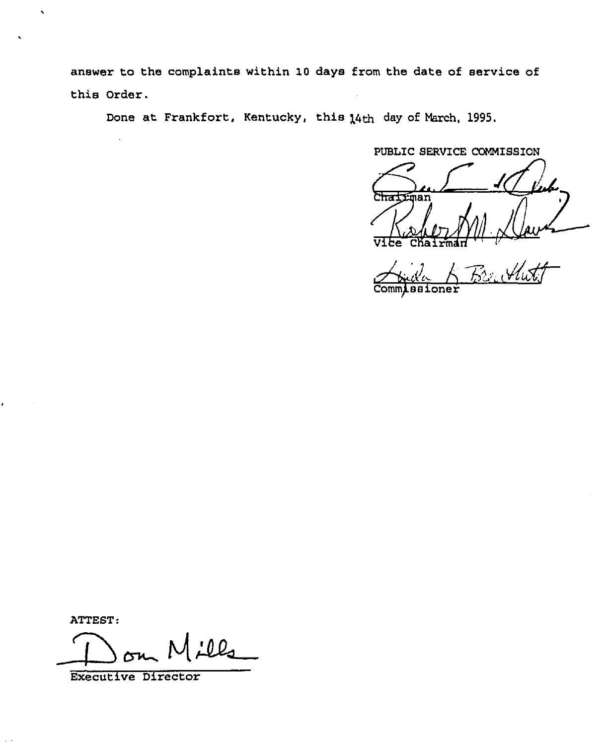answer to the complaints within 10 days from the date of service of this Order.

Done at Frankfort, Kentucky, this 14th day of March, 1995.

PUBLIC SERVICE COMMISSION

Chairman

Vice Chairman

Commissioner

ATTEST:

Executive Director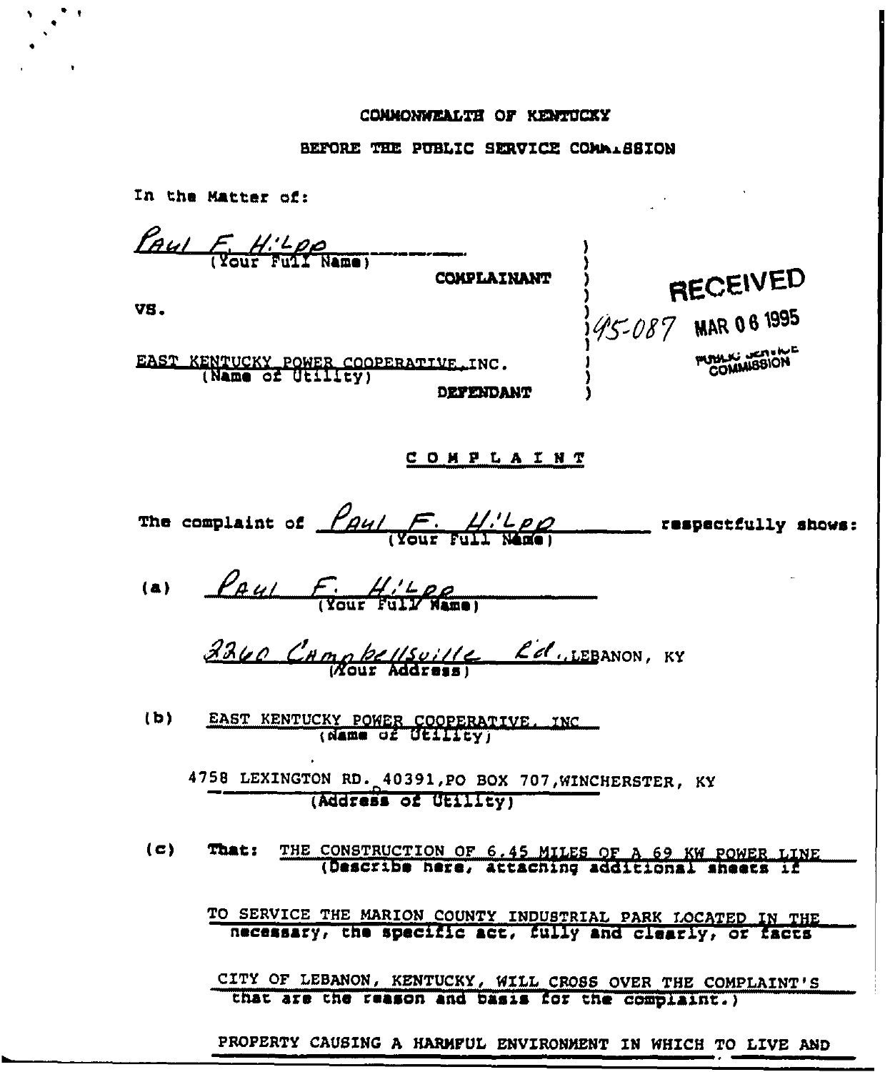COMMONWEALTH OF KENTUCKY

BEFORE THE PUBLIC SERVICE COMMISSION

In the Matter of:

Paul F. Hilpp
(Your Full Name)

COMPLAINANT

VS.

95-087

RECEIVED
MAR 06 1995
PUBLIC SERVICE COMMISSION

EAST KENTUCKY POWER COOPERATIVE, INC.
(Name of Utility)

DEFENDANT

## COMPLAINT

The complaint of Paul F. Hilpp (Your Full Name) respectfully shows:

(a) Paul F. Hilpp
(Your Full Name)

2260 Campbellsville Rd., LEBANON, KY
(Your Address)

(b) EAST KENTUCKY POWER COOPERATIVE, INC
(Name of Utility)

4758 LEXINGTON RD. 40391, PO BOX 707, WINCHERSTER, KY
(Address of Utility)

(c) That: THE CONSTRUCTION OF 6.45 MILES OF A 69 KW POWER LINE TO SERVICE THE MARION COUNTY INDUSTRIAL PARK LOCATED IN THE CITY OF LEBANON, KENTUCKY, WILL CROSS OVER THE COMPLAINT'S PROPERTY CAUSING A HARMFUL ENVIRONMENT IN WHICH TO LIVE AND
(Describe here, attaching additional sheets if necessary, the specific act, fully and clearly, or facts that are the reason and basis for the complaint.)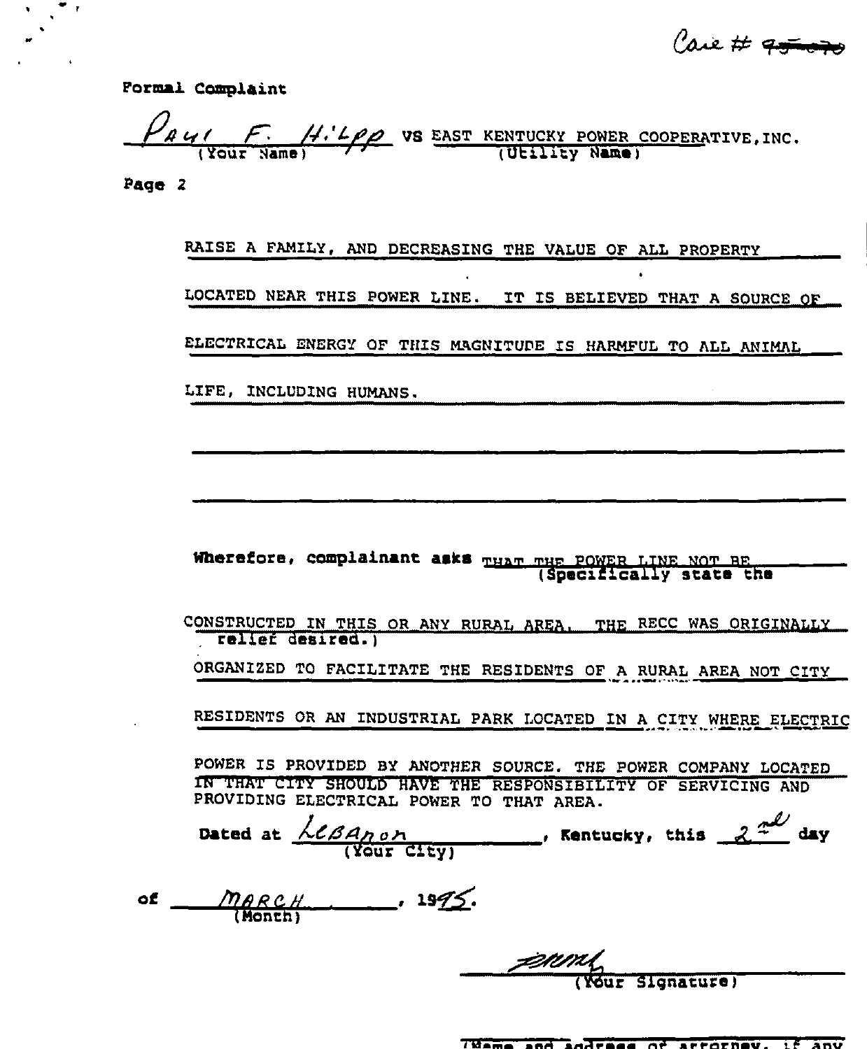Case # ~~95-070~~

Formal Complaint

Paul F. Hilpp VS EAST KENTUCKY POWER COOPERATIVE, INC.
(Your Name) (Utility Name)

Page 2

RAISE A FAMILY, AND DECREASING THE VALUE OF ALL PROPERTY LOCATED NEAR THIS POWER LINE. IT IS BELIEVED THAT A SOURCE OF ELECTRICAL ENERGY OF THIS MAGNITUDE IS HARMFUL TO ALL ANIMAL LIFE, INCLUDING HUMANS.

**Wherefore, complainant asks** THAT THE POWER LINE NOT BE CONSTRUCTED IN THIS OR ANY RURAL AREA. THE RECC WAS ORIGINALLY ORGANIZED TO FACILITATE THE RESIDENTS OF A RURAL AREA NOT CITY RESIDENTS OR AN INDUSTRIAL PARK LOCATED IN A CITY WHERE ELECTRIC POWER IS PROVIDED BY ANOTHER SOURCE. THE POWER COMPANY LOCATED IN THAT CITY SHOULD HAVE THE RESPONSIBILITY OF SERVICING AND PROVIDING ELECTRICAL POWER TO THAT AREA.
(Specifically state the relief desired.)

**Dated at** Lebanon (Your City), **Kentucky, this** 2nd **day of** March (Month), **1995.**

(Your Signature)

(Name and address of attorney, if any)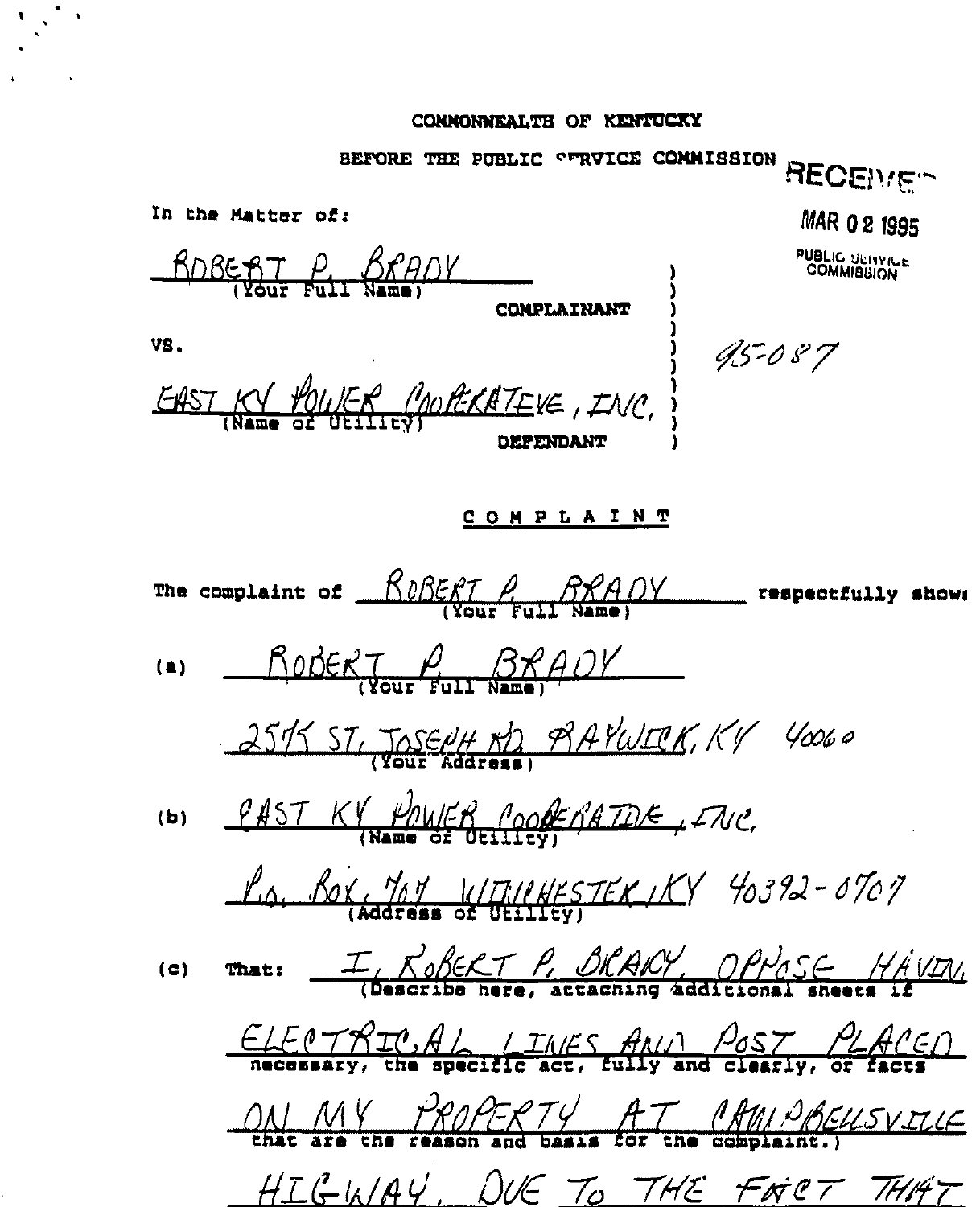COMMONWEALTH OF KENTUCKY

BEFORE THE PUBLIC SERVICE COMMISSION

RECEIVED

MAR 02 1995

PUBLIC SERVICE COMMISSION

In the Matter of:

ROBERT P. BRADY
(Your Full Name)

COMPLAINANT

VS.

EAST KY POWER COOPERATEVE, INC.
(Name of Utility)

DEFENDANT

95-087

## COMPLAINT

The complaint of ROBERT P. BRADY (Your Full Name) respectfully show:

(a) ROBERT P. BRADY
(Your Full Name)

2575 ST. JOSEPH RD RAYWICK, KY 40060
(Your Address)

(b) EAST KY POWER COOPERATIVE, INC.
(Name of Utility)

P.O. BOX 707 WINCHESTER, KY 40392-0707
(Address of Utility)

(c) That: I, ROBERT P. BRADY, OPPOSE HAVING ELECTRICAL LINES AND POST PLACED ON MY PROPERTY AT CAMPBELLSVILLE HIGWAY, DUE TO THE FACT THAT

(Describe here, attaching additional sheets if necessary, the specific act, fully and clearly, or facts that are the reason and basis for the complaint.)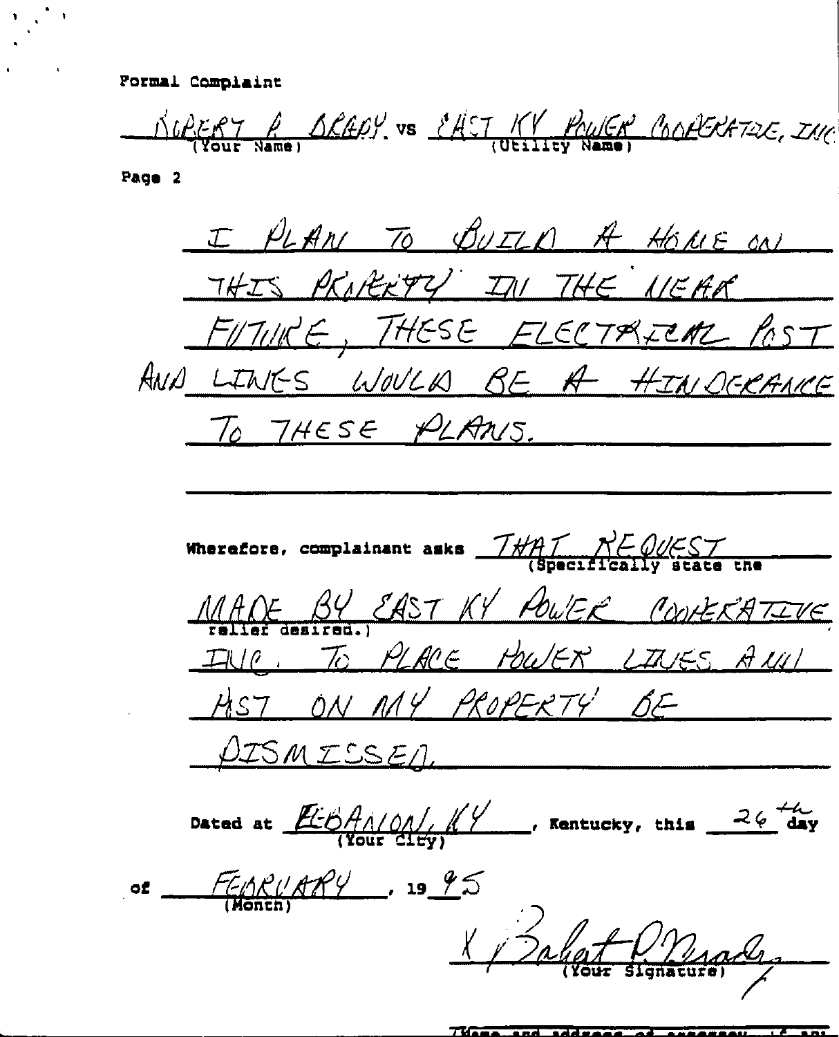Formal Complaint

ROBERT P. BRADY vs EAST KY POWER COOPERATIVE, INC
(Your Name) (Utility Name)

Page 2

I PLAN TO BUILD A HOME ON THIS PROPERTY IN THE NEAR FUTURE, THESE ELECTRICAL POST AND LINES WOULD BE A HINDERANCE TO THESE PLANS.

Wherefore, complainant asks THAT REQUEST MADE BY EAST KY POWER COOPERATIVE INC. TO PLACE POWER LINES AND POST ON MY PROPERTY BE DISMISSED.
(Specifically state the relief desired.)

Dated at LEBANON, KY, Kentucky, this 26th day
(Your City)

of FEBRUARY, 1995
(Month)

X Robert P. Brady
(Your Signature)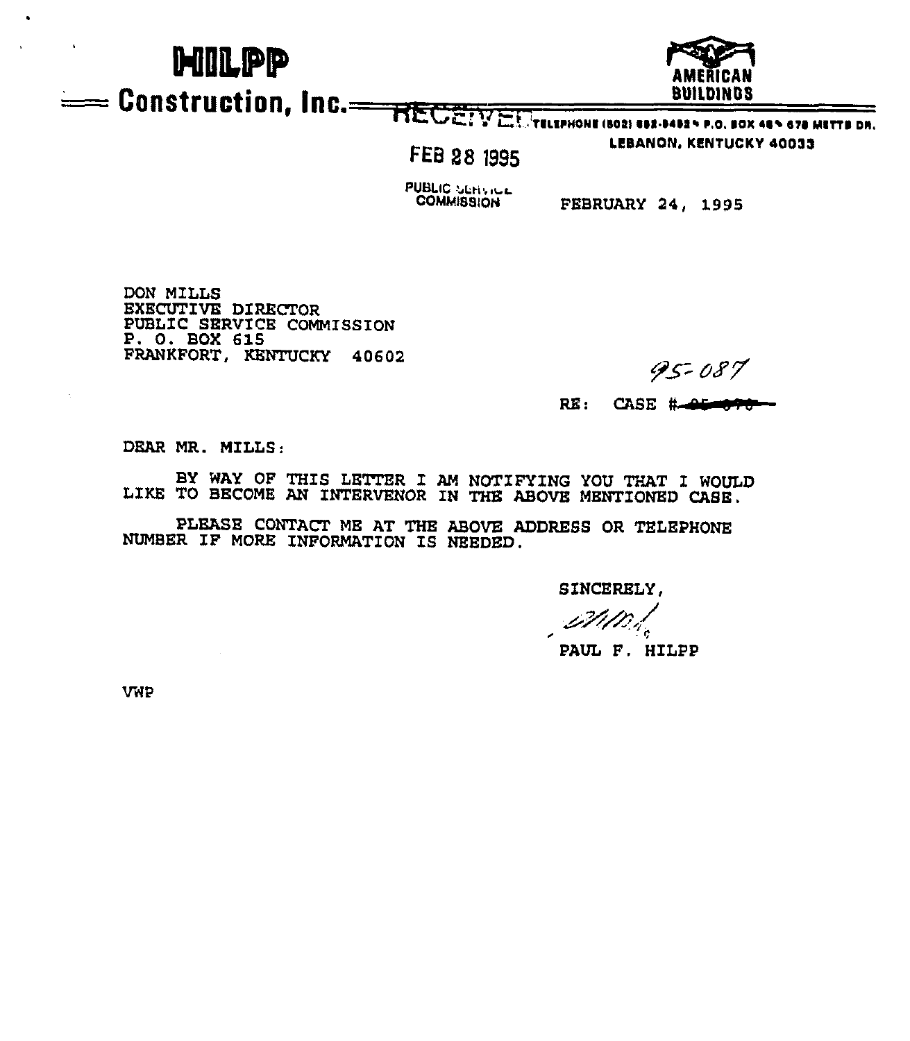# HILPP

## Construction, Inc.

AMERICAN BUILDINGS

TELEPHONE (502) 692-9492 • P.O. BOX 46 • 678 METTS DR.
LEBANON, KENTUCKY 40033

RECEIVED

FEB 28 1995

PUBLIC SERVICE COMMISSION

FEBRUARY 24, 1995

DON MILLS
EXECUTIVE DIRECTOR
PUBLIC SERVICE COMMISSION
P. O. BOX 615
FRANKFORT, KENTUCKY 40602

95-087

RE: CASE # ~~95-070~~

DEAR MR. MILLS:

BY WAY OF THIS LETTER I AM NOTIFYING YOU THAT I WOULD LIKE TO BECOME AN INTERVENOR IN THE ABOVE MENTIONED CASE.

PLEASE CONTACT ME AT THE ABOVE ADDRESS OR TELEPHONE NUMBER IF MORE INFORMATION IS NEEDED.

SINCERELY,

PAUL F. HILPP

VWP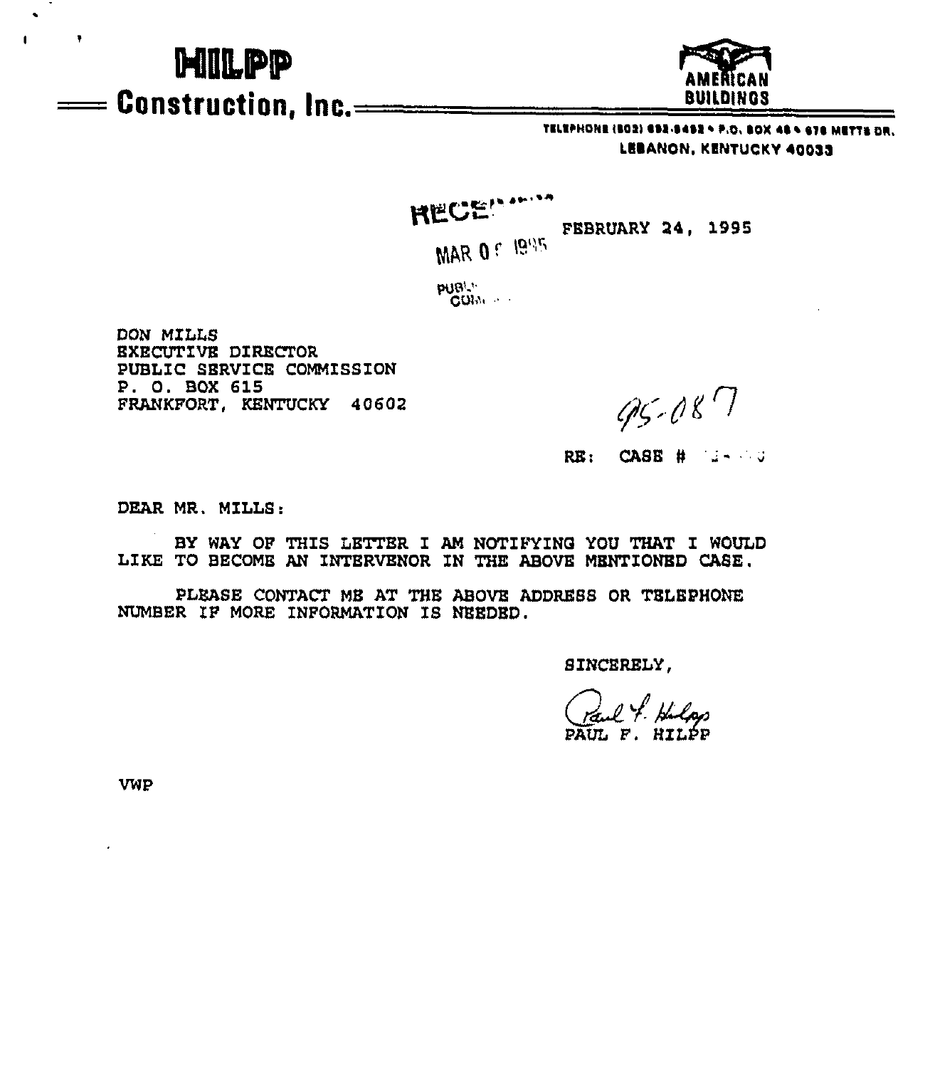# HILPP
## Construction, Inc.

AMERICAN BUILDINGS

TELEPHONE (502) 692-6452 • P.O. BOX 46 • 676 METTS DR.
LEBANON, KENTUCKY 40033

RECEIVED
MAR 06 1995
PUBLIC SERVICE COMMISSION

FEBRUARY 24, 1995

DON MILLS
EXECUTIVE DIRECTOR
PUBLIC SERVICE COMMISSION
P. O. BOX 615
FRANKFORT, KENTUCKY 40602

95-087

RE: CASE #

DEAR MR. MILLS:

BY WAY OF THIS LETTER I AM NOTIFYING YOU THAT I WOULD LIKE TO BECOME AN INTERVENOR IN THE ABOVE MENTIONED CASE.

PLEASE CONTACT ME AT THE ABOVE ADDRESS OR TELEPHONE NUMBER IF MORE INFORMATION IS NEEDED.

SINCERELY,

Paul F. Hilpp
PAUL F. HILPP

VWP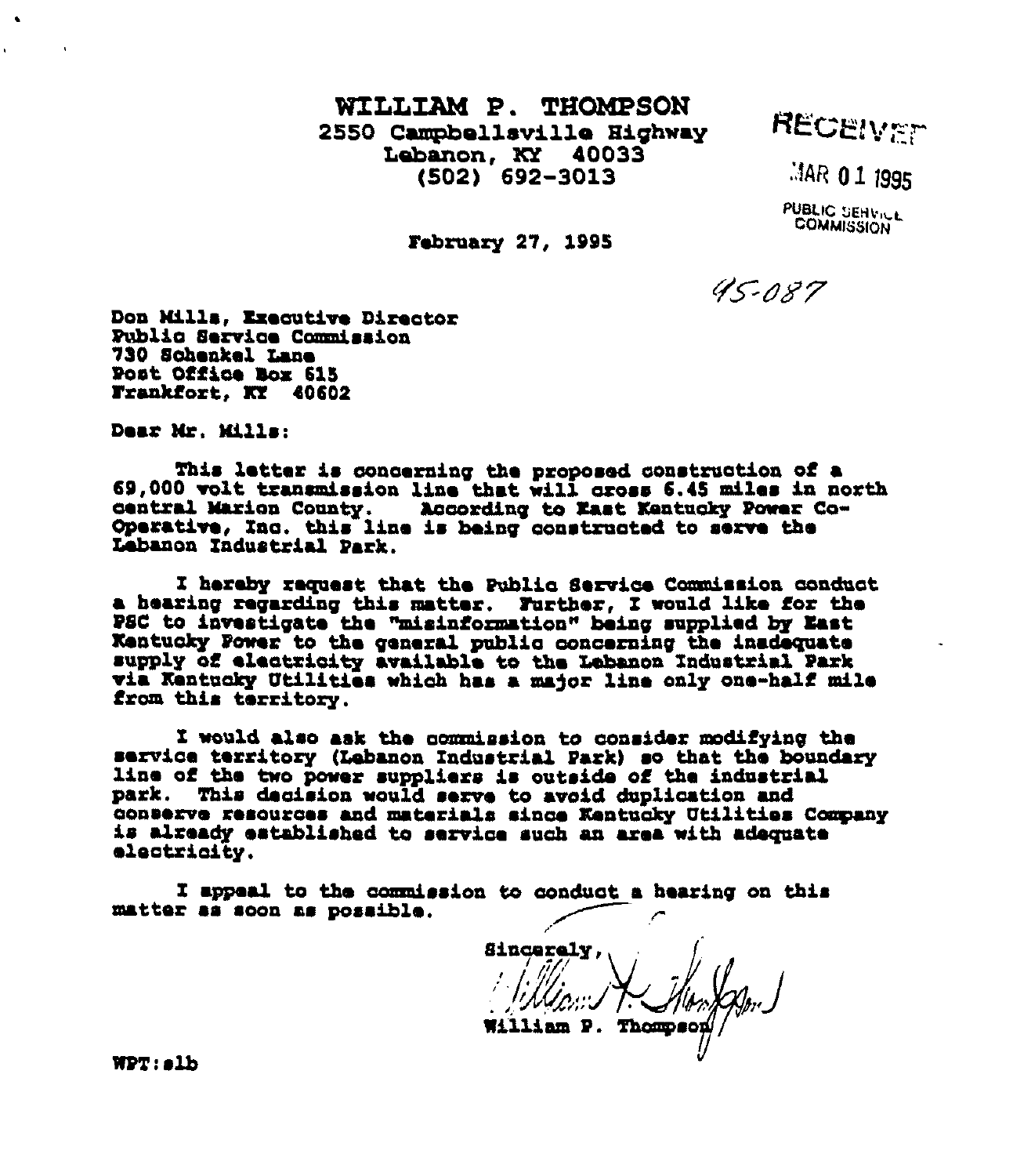# WILLIAM P. THOMPSON

2550 Campbellsville Highway
Lebanon, KY 40033
(502) 692-3013

RECEIVED

MAR 01 1995

PUBLIC SERVICE COMMISSION

February 27, 1995

95-087

Don Mills, Executive Director
Public Service Commission
730 Schenkel Lane
Post Office Box 615
Frankfort, KY 40602

Dear Mr. Mills:

This letter is concerning the proposed construction of a 69,000 volt transmission line that will cross 6.45 miles in north central Marion County. According to East Kentucky Power Co-Operative, Inc. this line is being constructed to serve the Lebanon Industrial Park.

I hereby request that the Public Service Commission conduct a hearing regarding this matter. Further, I would like for the PSC to investigate the "misinformation" being supplied by East Kentucky Power to the general public concerning the inadequate supply of electricity available to the Lebanon Industrial Park via Kentucky Utilities which has a major line only one-half mile from this territory.

I would also ask the commission to consider modifying the service territory (Lebanon Industrial Park) so that the boundary line of the two power suppliers is outside of the industrial park. This decision would serve to avoid duplication and conserve resources and materials since Kentucky Utilities Company is already established to service such an area with adequate electricity.

I appeal to the commission to conduct a hearing on this matter as soon as possible.

Sincerely,

William P. Thompson

WPT:slb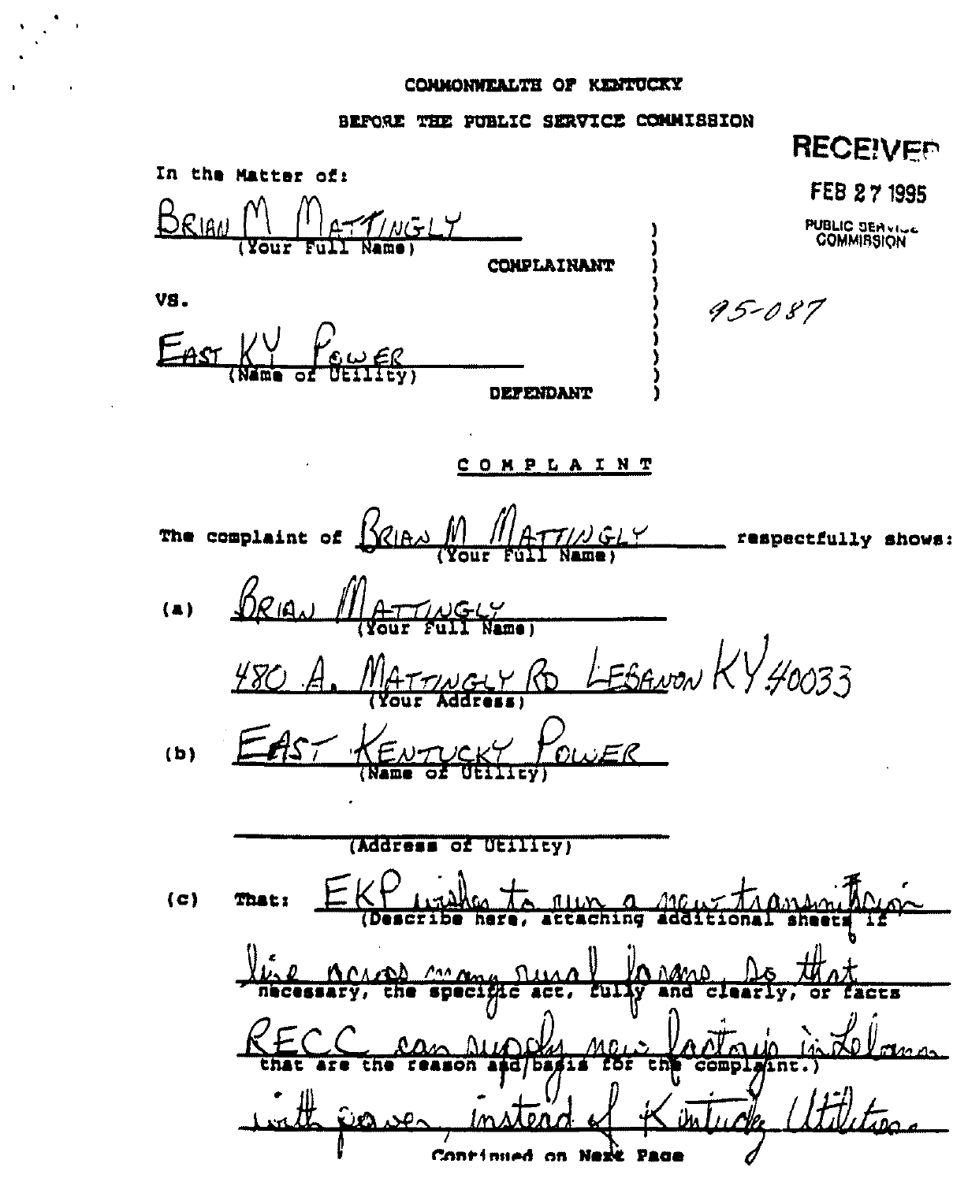COMMONWEALTH OF KENTUCKY

BEFORE THE PUBLIC SERVICE COMMISSION

**RECEIVED**

FEB 27 1995

PUBLIC SERVICE COMMISSION

In the Matter of:

BRIAN M MATTINGLY
(Your Full Name)

COMPLAINANT

VS.

EAST KY POWER
(Name of Utility)

DEFENDANT

95-087

COMPLAINT

The complaint of BRIAN M MATTINGLY (Your Full Name) respectfully shows:

(a) BRIAN MATTINGLY
(Your Full Name)

480 A. MATTINGLY RD LEBANON KY 40033
(Your Address)

(b) EAST KENTUCKY POWER
(Name of Utility)

_______________
(Address of Utility)

(c) That: EKP wishes to run a new transmission line across many rural farms, so that RECC can supply new factory in Lebanon with power, instead of Kentucky Utilities

(Describe here, attaching additional sheets if necessary, the specific act, fully and clearly, or facts that are the reason and basis for the complaint.)

Continued on Next Page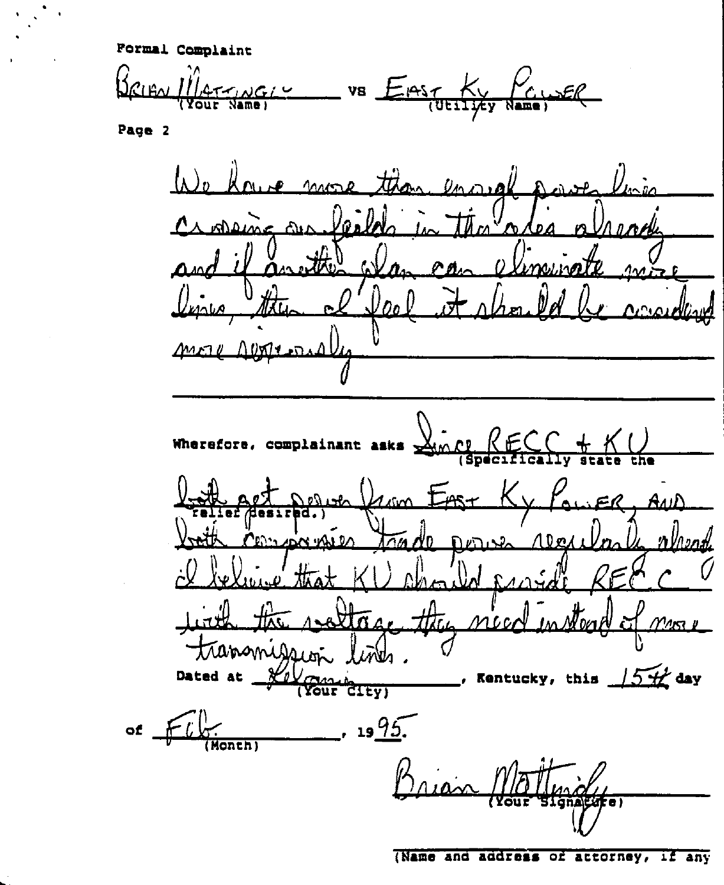Formal Complaint

Brian Mattingly vs East Ky Power
(Your Name) (Utility Name)

Page 2

We have more than enough power lines crossing our fields in this area already and if another plan can eliminate more lines, then I feel it should be considered more seriously.

Wherefore, complainant asks Since RECC + KU (Specifically state the relief desired.) both get power from East Ky Power, and both companies trade power regularly already I believe that KU should provide RECC with the voltage they need instead of more transmission lines.

Dated at Lebanon (Your City), Kentucky, this 15th day of Feb. (Month), 1995.

Brian Mattingly
(Your Signature)

(Name and address of attorney, if any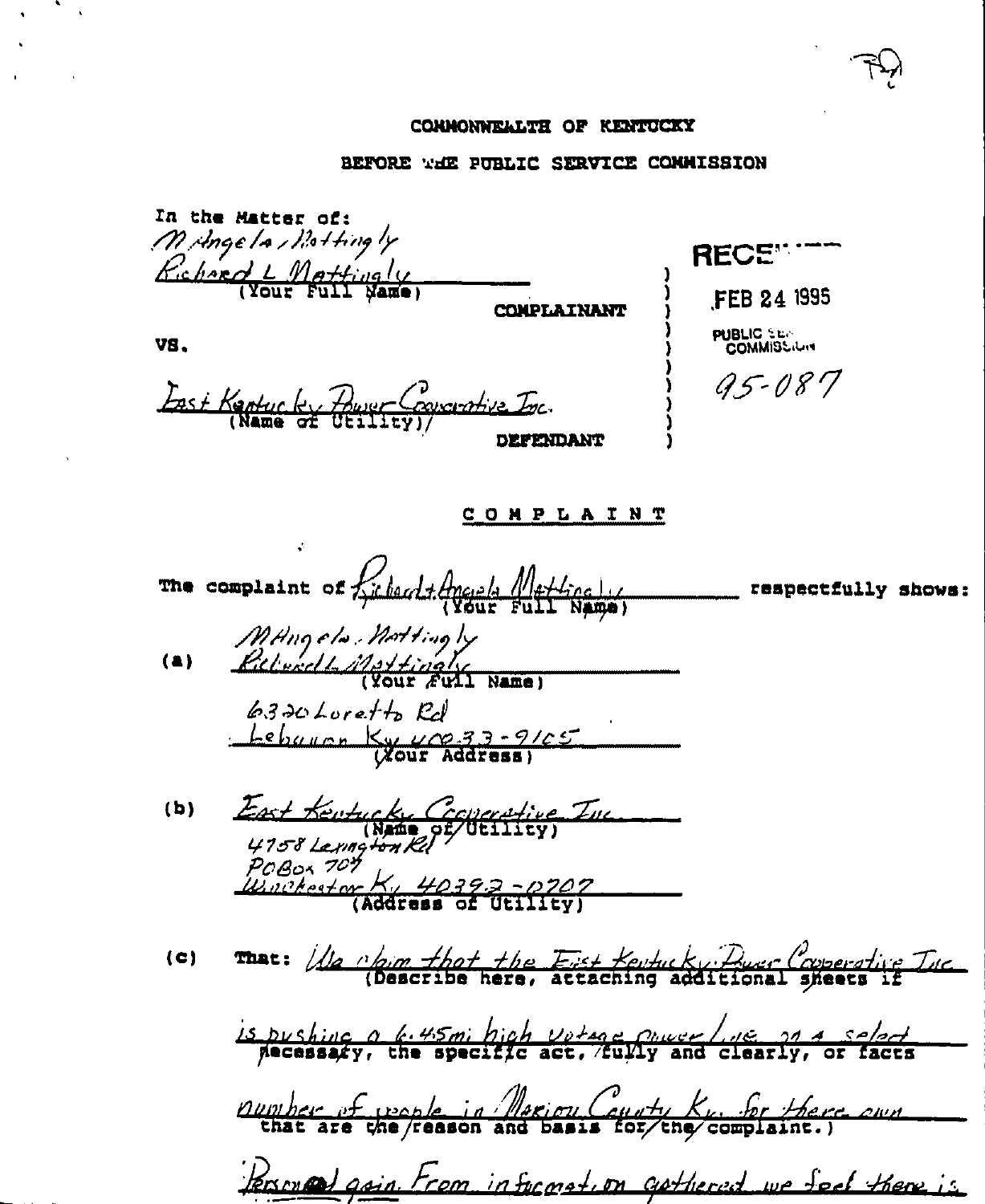COMMONWEALTH OF KENTUCKY

BEFORE THE PUBLIC SERVICE COMMISSION

RECEIVED

FEB 24 1995

PUBLIC SERVICE COMMISSION

95-087

In the Matter of:

M Angela, Mattingly
Richard L Mattingly
(Your Full Name)

COMPLAINANT

VS.

East Kentucky Power Cooperative Inc.
(Name of Utility)

DEFENDANT

## COMPLAINT

The complaint of Richard & Angela Mattingly (Your Full Name) respectfully shows:

(a) M Angela. Mattingly
Richard L Mattingly
(Your Full Name)

6320 Loretto Rd
Lebanon Ky 40033-9165
(Your Address)

(b) East Kentucky Cooperative Inc.
(Name of Utility)
4758 Lexington Rd
PO Box 707
Winchester Ky 40392-0707
(Address of Utility)

(c) That: We claim that the East Kentucky Power Cooperative Inc is pushing a 6.45mi high votage power line on a select number of people in Marion County Ky. for there own Personal gain. From information gathered we feel there is

(Describe here, attaching additional sheets if necessary, the specific act, fully and clearly, or facts that are the reason and basis for the complaint.)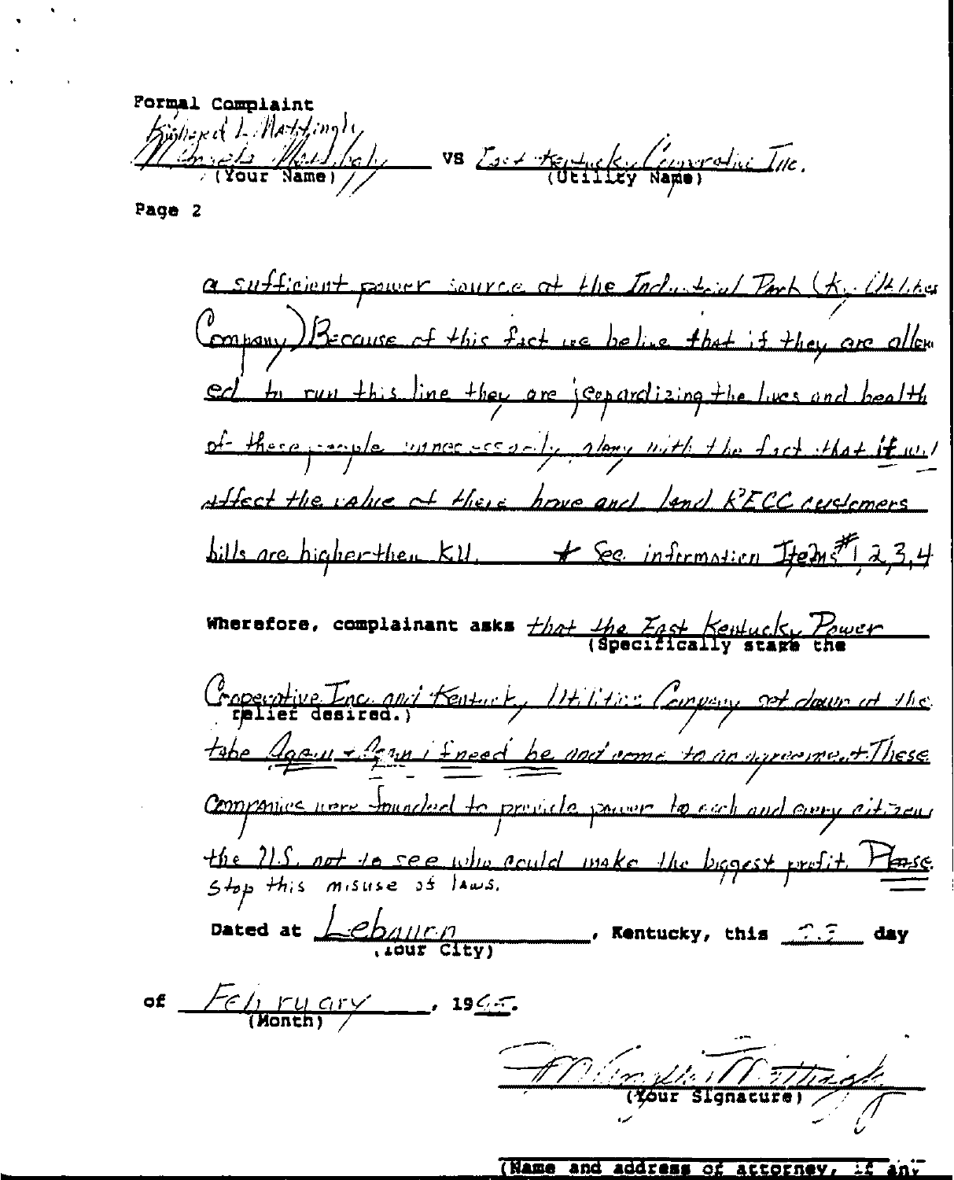Formal Complaint

Kimberly L. Mattingly
Michael Mattingly (Your Name) VS East Kentucky Cooperative Inc. (Utility Name)

Page 2

a sufficient power source at the Industrial Park (Ky. Utilities Company) Because of this fact we belive that if they are allowed to run this line they are jeopardizing the lives and health of these people unnecessarily along with the fact that it will affect the value of their home and land KECC customers bills are higher then KU. * See information Items #1, 2, 3, 4

Wherefore, complainant asks (Specifically state the relief desired.) that the East Kentucky Power Cooperative Inc. and Kentucky Utilities Company set down at the table Again + Again if need be and come to an agreement. These Companies were founded to provide power to each and every citizen the U.S. not to see who could make the biggest profit. Please Stop this misuse of laws.

Dated at Lebanon (Your City), Kentucky, this 23 day of February (Month), 1995.

(Your Signature)

(Name and address of attorney, if any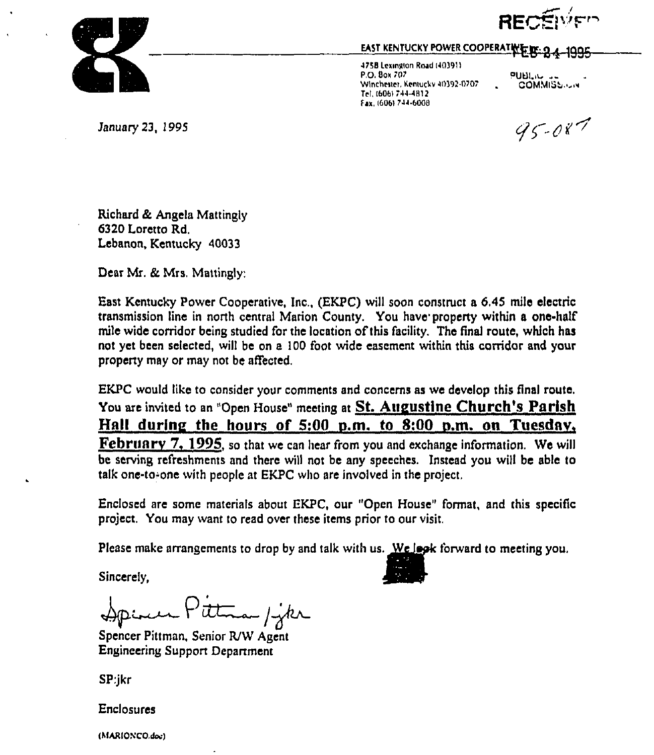RECEIVED

**EAST KENTUCKY POWER COOPERATIVE, Inc.** FEB 24 1995

4758 Lexington Road (40391)
P.O. Box 707
Winchester, Kentucky 40392-0707
Tel. (606) 744-4812
Fax. (606) 744-6008

PUBLIC ... COMMISSION

January 23, 1995

95-087

Richard & Angela Mattingly
6320 Loretto Rd.
Lebanon, Kentucky 40033

Dear Mr. & Mrs. Mattingly:

East Kentucky Power Cooperative, Inc., (EKPC) will soon construct a 6.45 mile electric transmission line in north central Marion County. You have property within a one-half mile wide corridor being studied for the location of this facility. The final route, which has not yet been selected, will be on a 100 foot wide easement within this corridor and your property may or may not be affected.

EKPC would like to consider your comments and concerns as we develop this final route. You are invited to an "Open House" meeting at **St. Augustine Church's Parish Hall during the hours of 5:00 p.m. to 8:00 p.m. on Tuesday, February 7, 1995**, so that we can hear from you and exchange information. We will be serving refreshments and there will not be any speeches. Instead you will be able to talk one-to-one with people at EKPC who are involved in the project.

Enclosed are some materials about EKPC, our "Open House" format, and this specific project. You may want to read over these items prior to our visit.

Please make arrangements to drop by and talk with us. We look forward to meeting you.

Sincerely,

Spencer Pittman /jkr

Spencer Pittman, Senior R/W Agent
Engineering Support Department

SP:jkr

Enclosures

(MARIONCO.doc)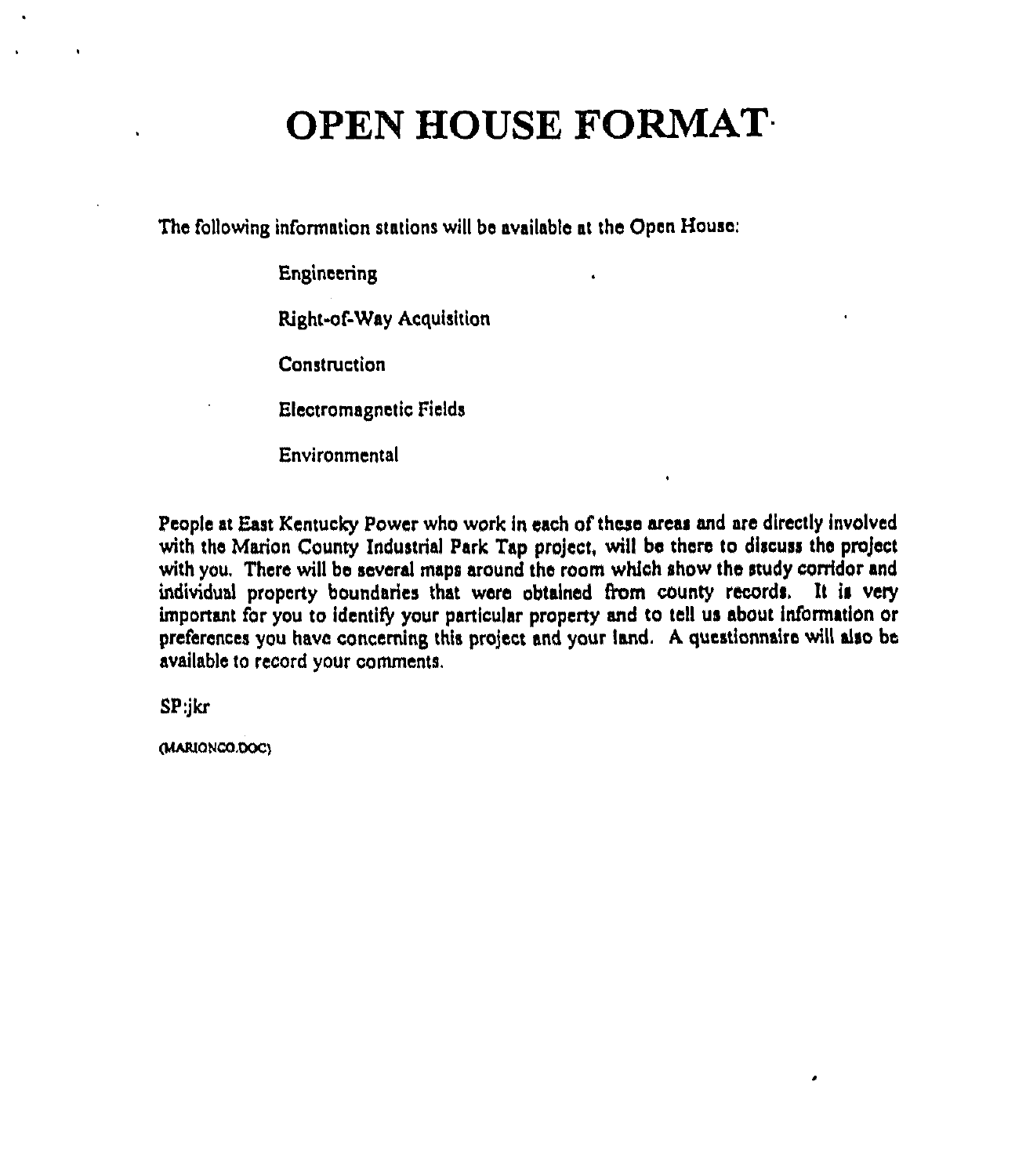# OPEN HOUSE FORMAT

The following information stations will be available at the Open House:

- Engineering
- Right-of-Way Acquisition
- Construction
- Electromagnetic Fields
- Environmental

People at East Kentucky Power who work in each of these areas and are directly involved with the Marion County Industrial Park Tap project, will be there to discuss the project with you. There will be several maps around the room which show the study corridor and individual property boundaries that were obtained from county records. It is very important for you to identify your particular property and to tell us about information or preferences you have concerning this project and your land. A questionnaire will also be available to record your comments.

SP:jkr

(MARIONCO.DOC)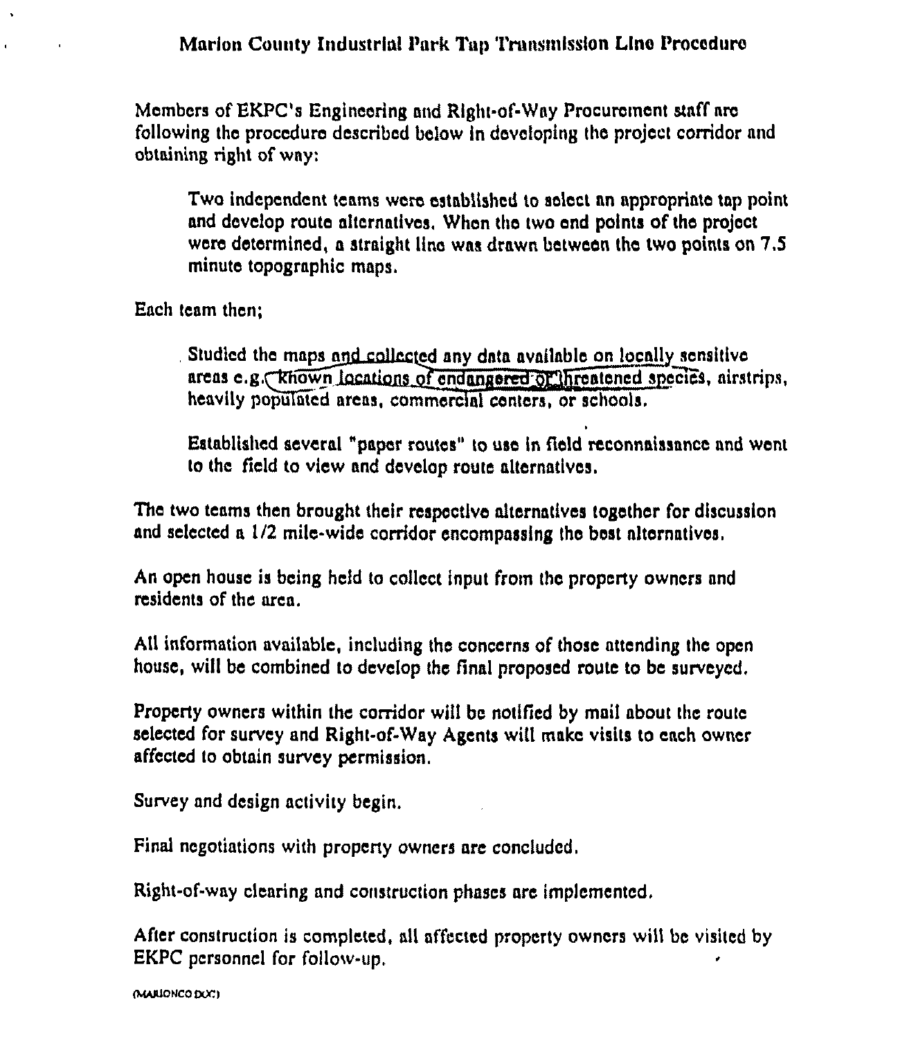# Marion County Industrial Park Tap Transmission Line Procedure

Members of EKPC's Engineering and Right-of-Way Procurement staff are following the procedure described below in developing the project corridor and obtaining right of way:

> Two independent teams were established to select an appropriate tap point and develop route alternatives. When the two end points of the project were determined, a straight line was drawn between the two points on 7.5 minute topographic maps.

Each team then;

> Studied the maps and collected any data available on locally sensitive areas e.g. known locations of endangered or threatened species, airstrips, heavily populated areas, commercial centers, or schools.
>
> Established several "paper routes" to use in field reconnaissance and went to the field to view and develop route alternatives.

The two teams then brought their respective alternatives together for discussion and selected a 1/2 mile-wide corridor encompassing the best alternatives.

An open house is being held to collect input from the property owners and residents of the area.

All information available, including the concerns of those attending the open house, will be combined to develop the final proposed route to be surveyed.

Property owners within the corridor will be notified by mail about the route selected for survey and Right-of-Way Agents will make visits to each owner affected to obtain survey permission.

Survey and design activity begin.

Final negotiations with property owners are concluded.

Right-of-way clearing and construction phases are implemented.

After construction is completed, all affected property owners will be visited by EKPC personnel for follow-up.

(MARIONCO.DOC)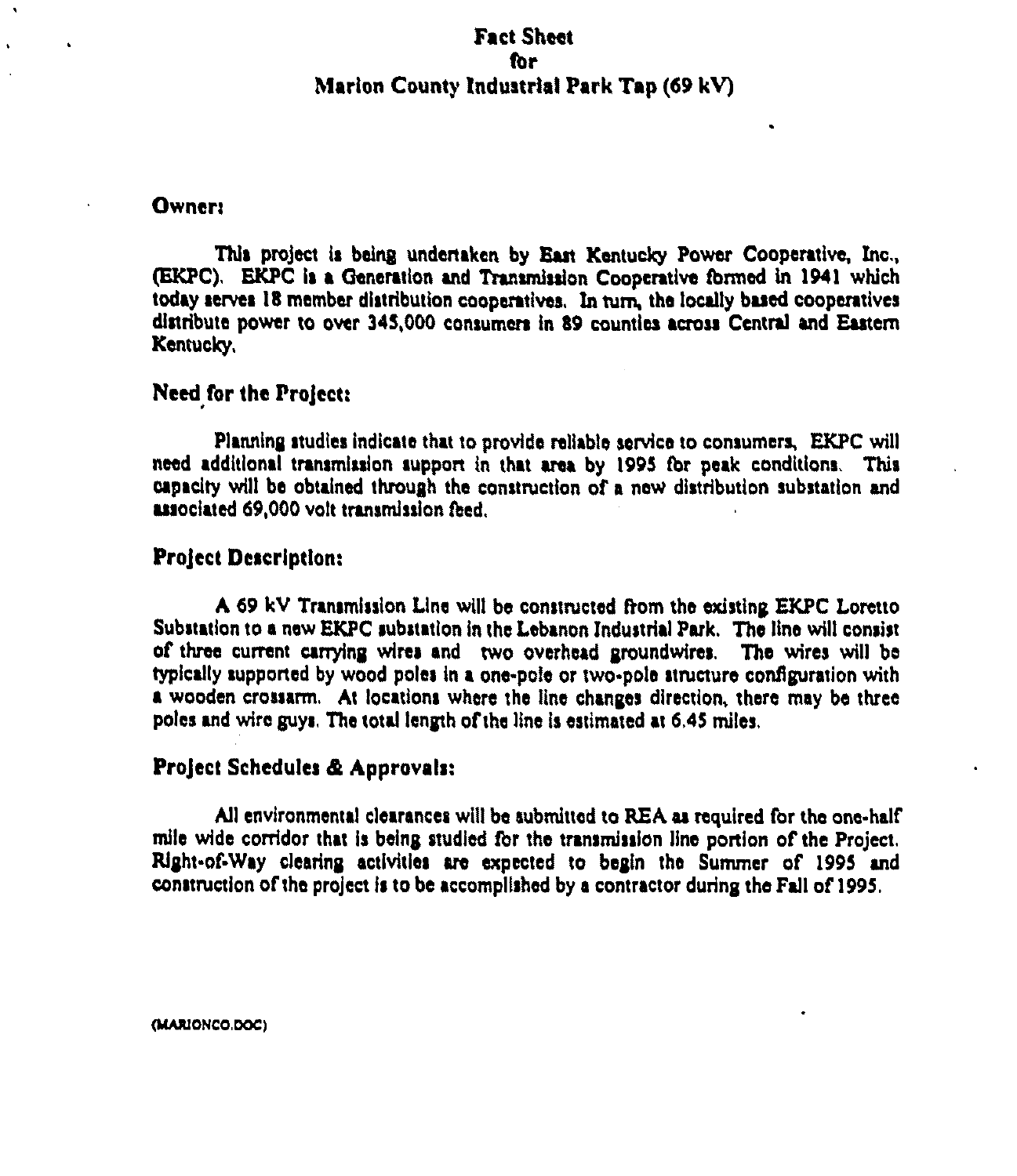# Fact Sheet for Marion County Industrial Park Tap (69 kV)

## Owner:

This project is being undertaken by East Kentucky Power Cooperative, Inc., (EKPC). EKPC is a Generation and Transmission Cooperative formed in 1941 which today serves 18 member distribution cooperatives. In turn, the locally based cooperatives distribute power to over 345,000 consumers in 89 counties across Central and Eastern Kentucky.

## Need for the Project:

Planning studies indicate that to provide reliable service to consumers, EKPC will need additional transmission support in that area by 1995 for peak conditions. This capacity will be obtained through the construction of a new distribution substation and associated 69,000 volt transmission feed.

## Project Description:

A 69 kV Transmission Line will be constructed from the existing EKPC Loretto Substation to a new EKPC substation in the Lebanon Industrial Park. The line will consist of three current carrying wires and two overhead groundwires. The wires will be typically supported by wood poles in a one-pole or two-pole structure configuration with a wooden crossarm. At locations where the line changes direction, there may be three poles and wire guys. The total length of the line is estimated at 6.45 miles.

## Project Schedules & Approvals:

All environmental clearances will be submitted to REA as required for the one-half mile wide corridor that is being studied for the transmission line portion of the Project. Right-of-Way clearing activities are expected to begin the Summer of 1995 and construction of the project is to be accomplished by a contractor during the Fall of 1995.

(MARIONCO.DOC)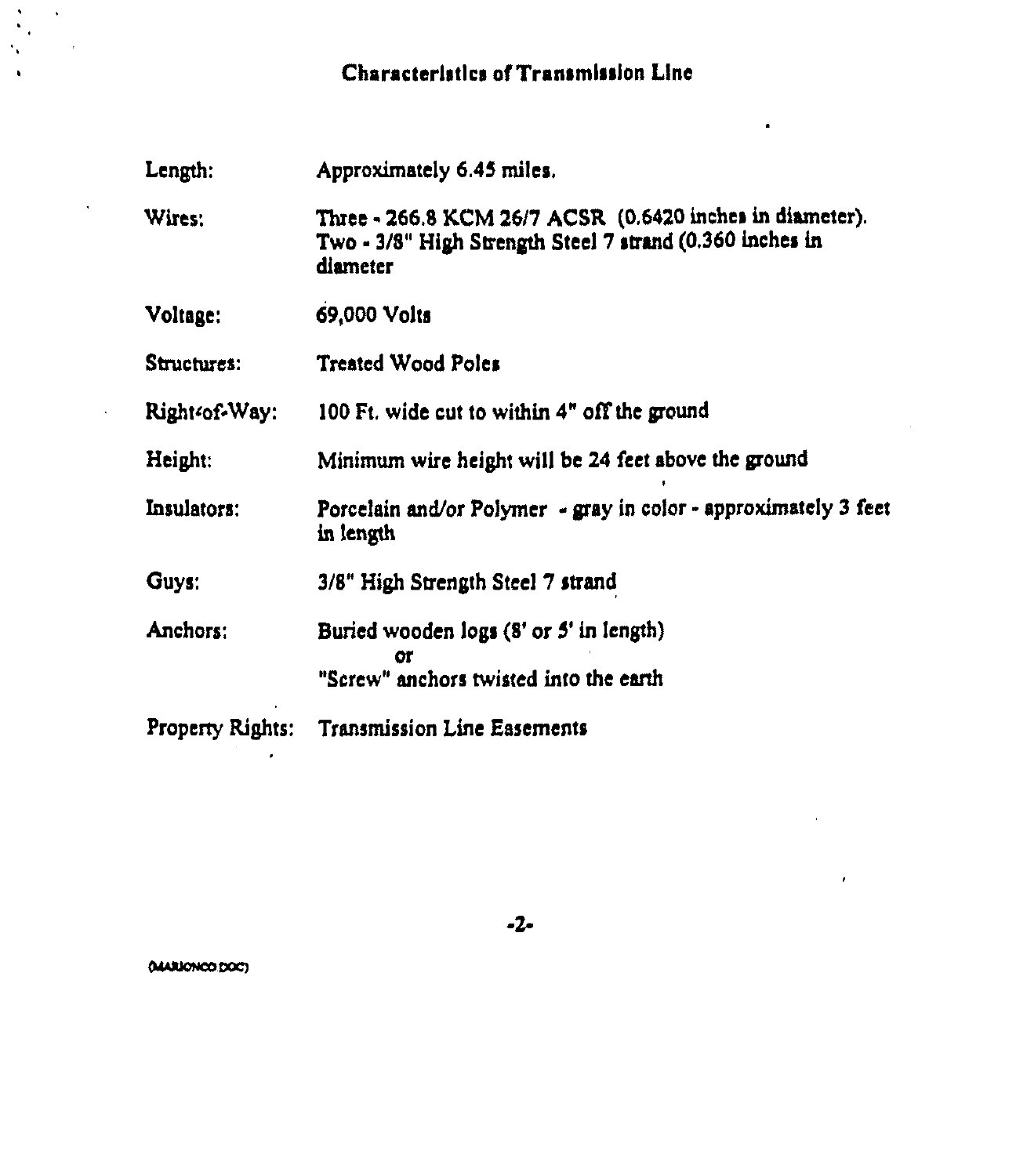# Characteristics of Transmission Line

| | |
|---|---|
| Length: | Approximately 6.45 miles. |
| Wires: | Three - 266.8 KCM 26/7 ACSR (0.6420 inches in diameter). Two - 3/8" High Strength Steel 7 strand (0.360 inches in diameter |
| Voltage: | 69,000 Volts |
| Structures: | Treated Wood Poles |
| Right-of-Way: | 100 Ft. wide cut to within 4" off the ground |
| Height: | Minimum wire height will be 24 feet above the ground |
| Insulators: | Porcelain and/or Polymer - gray in color - approximately 3 feet in length |
| Guys: | 3/8" High Strength Steel 7 strand |
| Anchors: | Buried wooden logs (8' or 5' in length) or "Screw" anchors twisted into the earth |
| Property Rights: | Transmission Line Easements |

(MARIONCO.DOC)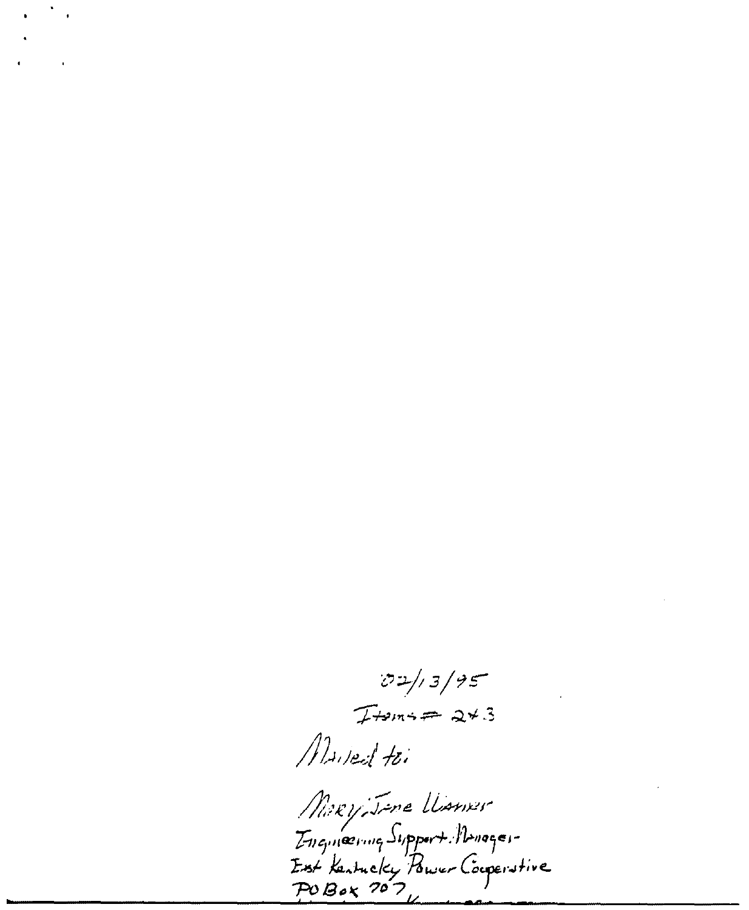02/13/95

Items # 2 & 3

Mailed to:

Mary Jane Warner
Engineering Support Manager
East Kentucky Power Cooperative
PO Box 707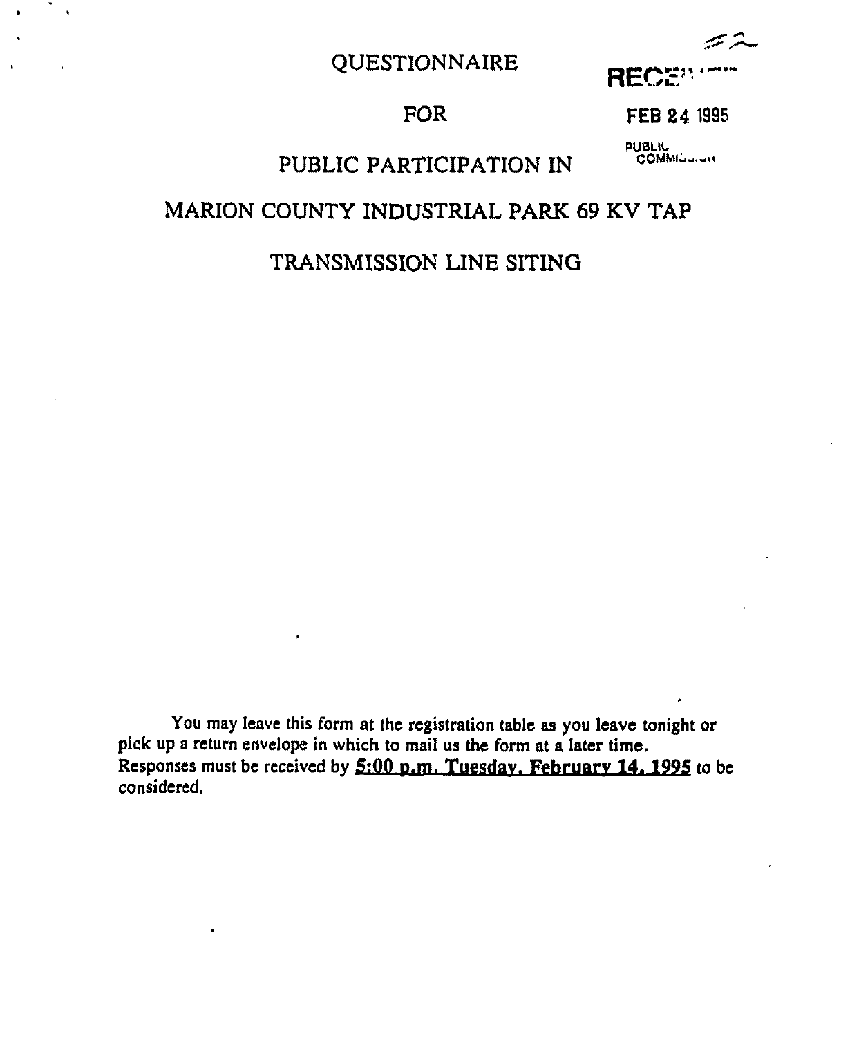RECEIVED

FEB 24 1995

PUBLIC COMMISSION

# QUESTIONNAIRE

# FOR

# PUBLIC PARTICIPATION IN

# MARION COUNTY INDUSTRIAL PARK 69 KV TAP

# TRANSMISSION LINE SITING

You may leave this form at the registration table as you leave tonight or pick up a return envelope in which to mail us the form at a later time. Responses must be received by **5:00 p.m. Tuesday, February 14, 1995** to be considered.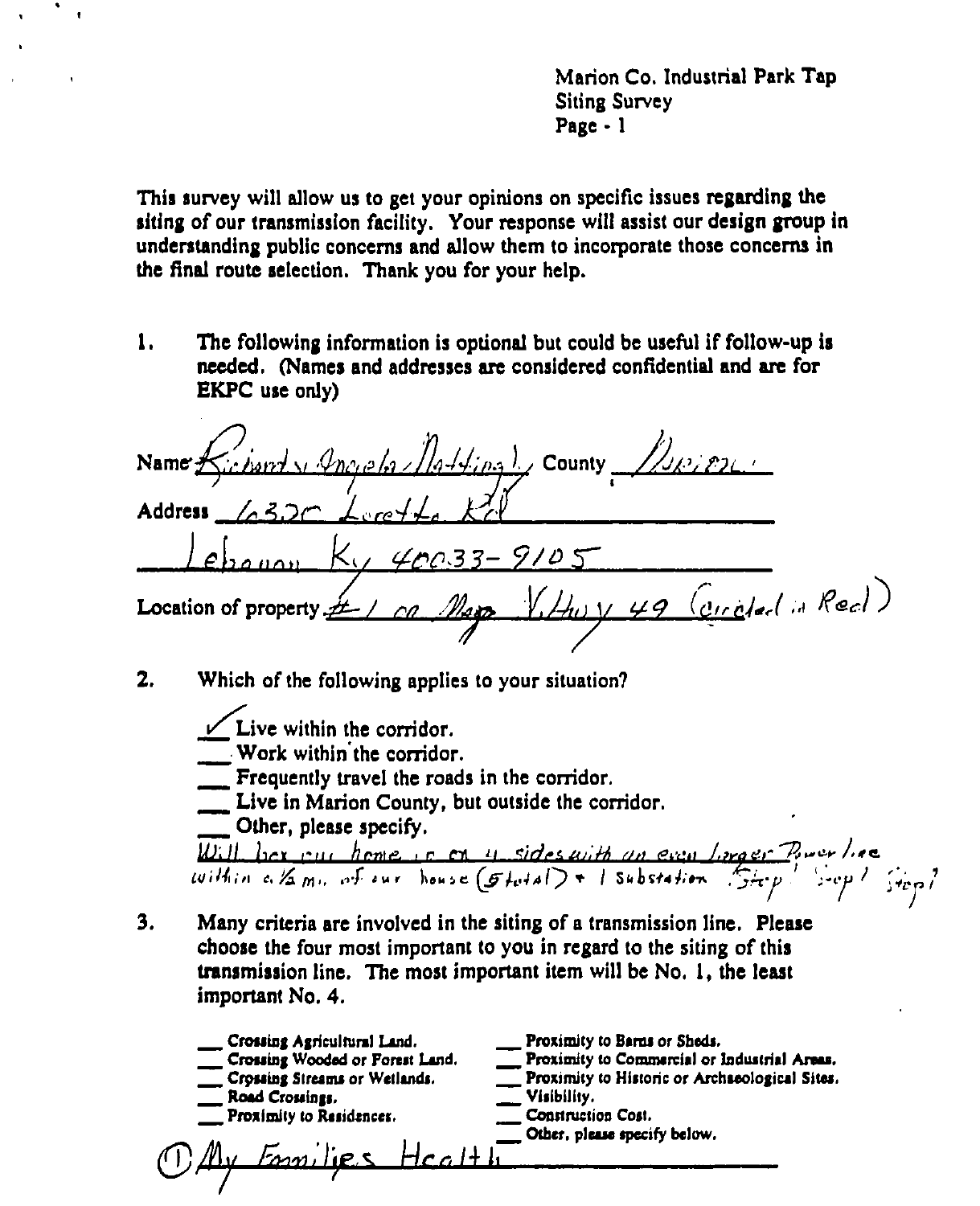Marion Co. Industrial Park Tap
Siting Survey
Page - 1

This survey will allow us to get your opinions on specific issues regarding the siting of our transmission facility. Your response will assist our design group in understanding public concerns and allow them to incorporate those concerns in the final route selection. Thank you for your help.

1. The following information is optional but could be useful if follow-up is needed. (Names and addresses are considered confidential and are for EKPC use only)

Name: Richard & Angela Mattingly County: Marion

Address: 6320 Loretto Rd

Lebanon Ky 40033-9105

Location of property: #1 on Map Y Hwy 49 (Circled in Red)

2. Which of the following applies to your situation?

- ✓ Live within the corridor.
- ___ Work within the corridor.
- ___ Frequently travel the roads in the corridor.
- ___ Live in Marion County, but outside the corridor.
- ___ Other, please specify.

Will box our home in on 4 sides with an even larger Power line within a ½ mi. of our house (5 total) + 1 substation. Stop! Stop! Stop!

3. Many criteria are involved in the siting of a transmission line. Please choose the four most important to you in regard to the siting of this transmission line. The most important item will be No. 1, the least important No. 4.

- ___ Crossing Agricultural Land.
- ___ Crossing Wooded or Forest Land.
- ___ Crossing Streams or Wetlands.
- ___ Road Crossings.
- ___ Proximity to Residences.
- ___ Proximity to Barns or Sheds.
- ___ Proximity to Commercial or Industrial Areas.
- ___ Proximity to Historic or Archaeological Sites.
- ___ Visibility.
- ___ Construction Cost.
- ___ Other, please specify below.

(1) My Families Health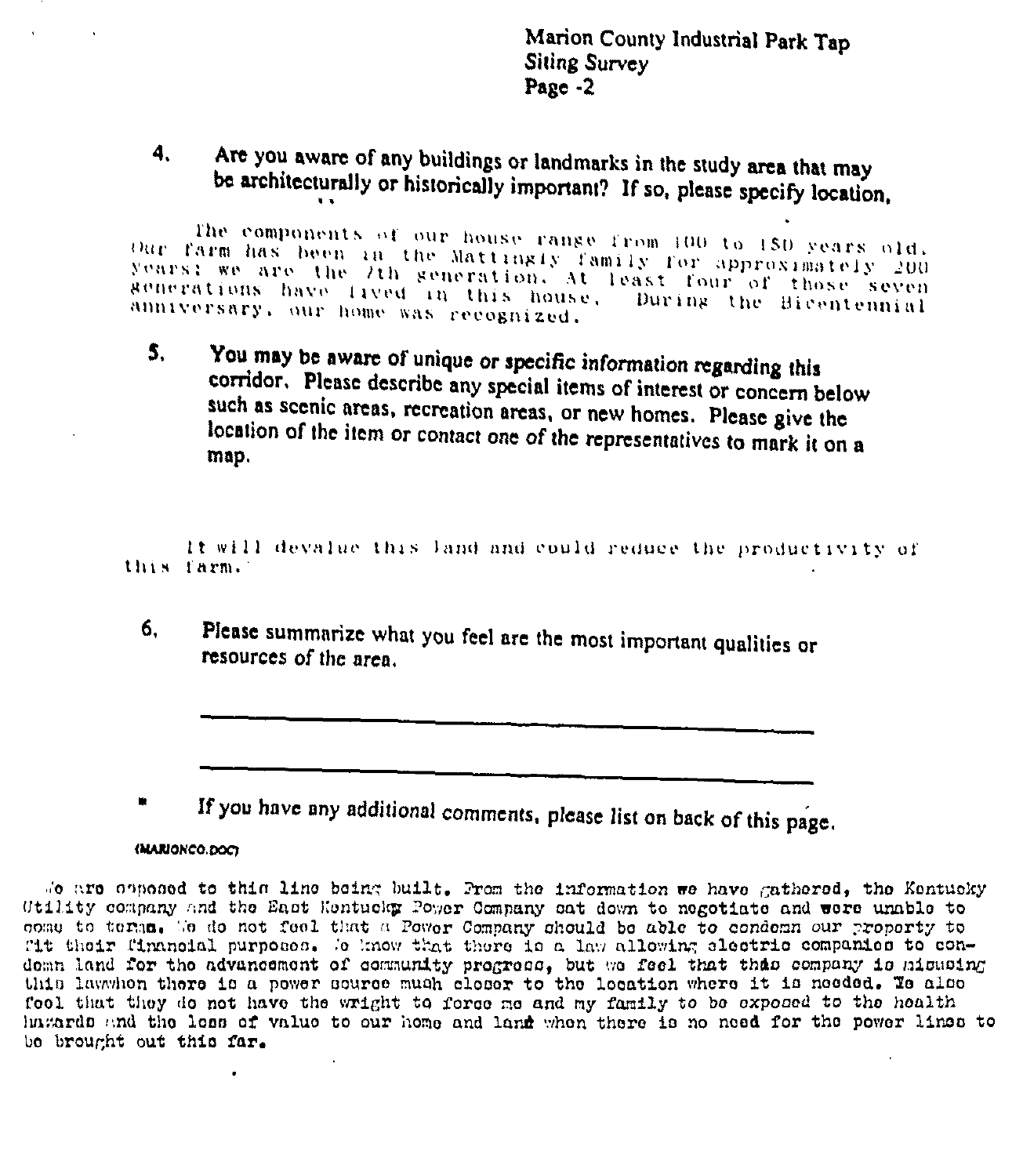Marion County Industrial Park Tap
Siting Survey
Page -2

4. **Are you aware of any buildings or landmarks in the study area that may be architecturally or historically important? If so, please specify location.**

The components of our house range from 100 to 150 years old. Our farm has been in the Mattingly family for approximately 200 years; we are the 7th generation. At least four of those seven generations have lived in this house. During the Bicentennial anniversary, our home was recognized.

5. **You may be aware of unique or specific information regarding this corridor. Please describe any special items of interest or concern below such as scenic areas, recreation areas, or new homes. Please give the location of the item or contact one of the representatives to mark it on a map.**

It will devalue this land and could reduce the productivity of this farm.

6. **Please summarize what you feel are the most important qualities or resources of the area.**

\_\_\_\_\_\_\_\_\_\_\_\_\_\_\_\_\_\_\_\_\_\_\_\_\_\_\_\_\_\_\_\_\_\_\_\_\_\_\_\_\_\_\_\_\_\_\_\_\_\_\_\_

\_\_\_\_\_\_\_\_\_\_\_\_\_\_\_\_\_\_\_\_\_\_\_\_\_\_\_\_\_\_\_\_\_\_\_\_\_\_\_\_\_\_\_\_\_\_\_\_\_\_\_\_

\* **If you have any additional comments, please list on back of this page.**

(MARIONCO.DOC)

We are opposed to this line being built. From the information we have gathered, the Kentucky Utility company and the East Kentucky Power Company sat down to negotiate and were unable to come to terms. We do not feel that a Power Company should be able to condemn our property to fit their financial purposes. We know that there is a law allowing electric companies to condemn land for the advancement of community progress, but we feel that this company is misusing this lawwhen there is a power source much closer to the location where it is needed. We also feel that they do not have the wright to force me and my family to be exposed to the health hazards and the loss of value to our home and land when there is no need for the power lines to be brought out this far.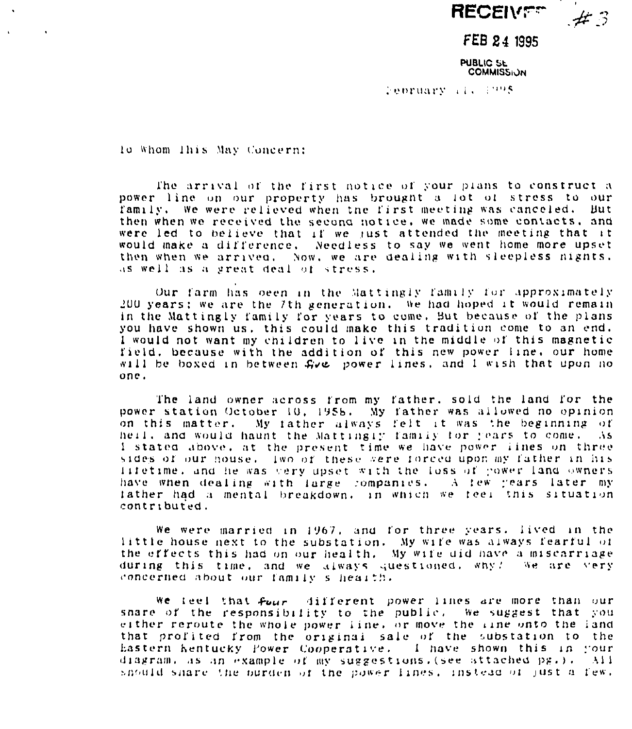RECEIVED #3

FEB 24 1995

PUBLIC SERVICE COMMISSION

February 11, 1995

To Whom This May Concern:

The arrival of the first notice of your plans to construct a power line on our property has brought a lot of stress to our family. We were relieved when the first meeting was canceled. But then when we received the second notice, we made some contacts, and were led to believe that if we just attended the meeting that it would make a difference. Needless to say we went home more upset then when we arrived. Now, we are dealing with sleepless nights, as well as a great deal of stress.

Our farm has been in the Mattingly family for approximately 200 years; we are the 7th generation. We had hoped it would remain in the Mattingly family for years to come. But because of the plans you have shown us, this could make this tradition come to an end. I would not want my children to live in the middle of this magnetic field, because with the addition of this new power line, our home will be boxed in between *five* power lines, and I wish that upon no one.

The land owner across from my father, sold the land for the power station October 10, 1958. My father was allowed no opinion on this matter. My father always felt it was the beginning of hell, and would haunt the Mattingly family for years to come. As I stated above, at the present time we have power lines on three sides of our house. Two of these were forced upon my father in his lifetime, and he was very upset with the loss of power land owners have when dealing with large companies. A few years later my father had a mental breakdown, in which we feel this situation contributed.

We were married in 1967, and for three years, lived in the little house next to the substation. My wife was always fearful of the effects this had on our health. My wife did have a miscarriage during this time, and we always questioned, why? We are very concerned about our family's health.

We feel that *four* different power lines are more than our share of the responsibility to the public. We suggest that you either reroute the whole power line, or move the line onto the land that profited from the original sale of the substation to the Eastern Kentucky Power Cooperative. I have shown this in your diagram, as an example of my suggestions.(see attached pg.). All should share the burden of the power lines, instead of just a few.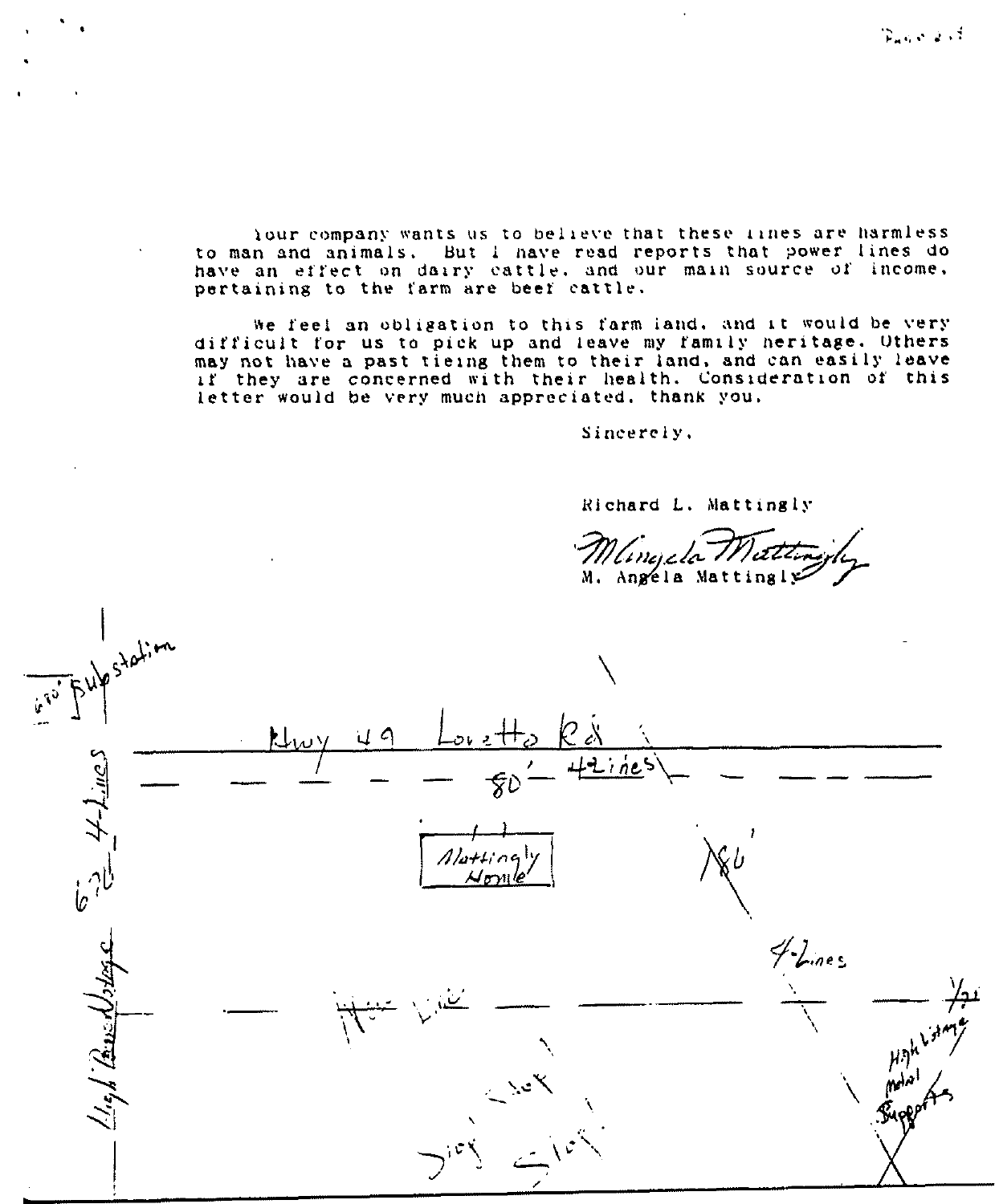Your company wants us to believe that these lines are harmless to man and animals. But I have read reports that power lines do have an effect on dairy cattle, and our main source of income, pertaining to the farm are beef cattle.

We feel an obligation to this farm land, and it would be very difficult for us to pick up and leave my family heritage. Others may not have a past tieing them to their land, and can easily leave if they are concerned with their health. Consideration of this letter would be very much appreciated, thank you.

Sincerely,

Richard L. Mattingly

M. Angela Mattingly

M. Angela Mattingly

Substation

Hwy 49 Loretto Rd

80' 4 lines

Mattingly Home

80'

4-Lines

High Voltage Metal Supports

High Power Voltage

4-Lines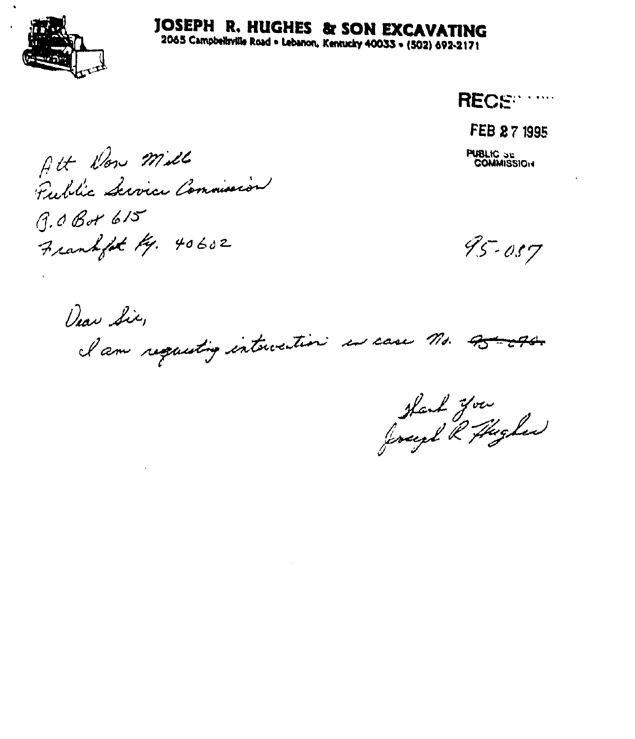# JOSEPH R. HUGHES & SON EXCAVATING

2065 Campbellsville Road • Lebanon, Kentucky 40033 • (502) 692-2171

RECE...

FEB 27 1995

PUBLIC SE
COMMISSION

Att Don Mills
Public Service Commission
P.O Box 615
Frankfort Ky. 40602

95-037

Dear Sir,

I am requesting intervention in case No. ~~95-~~

Thank you
Joseph R Hughes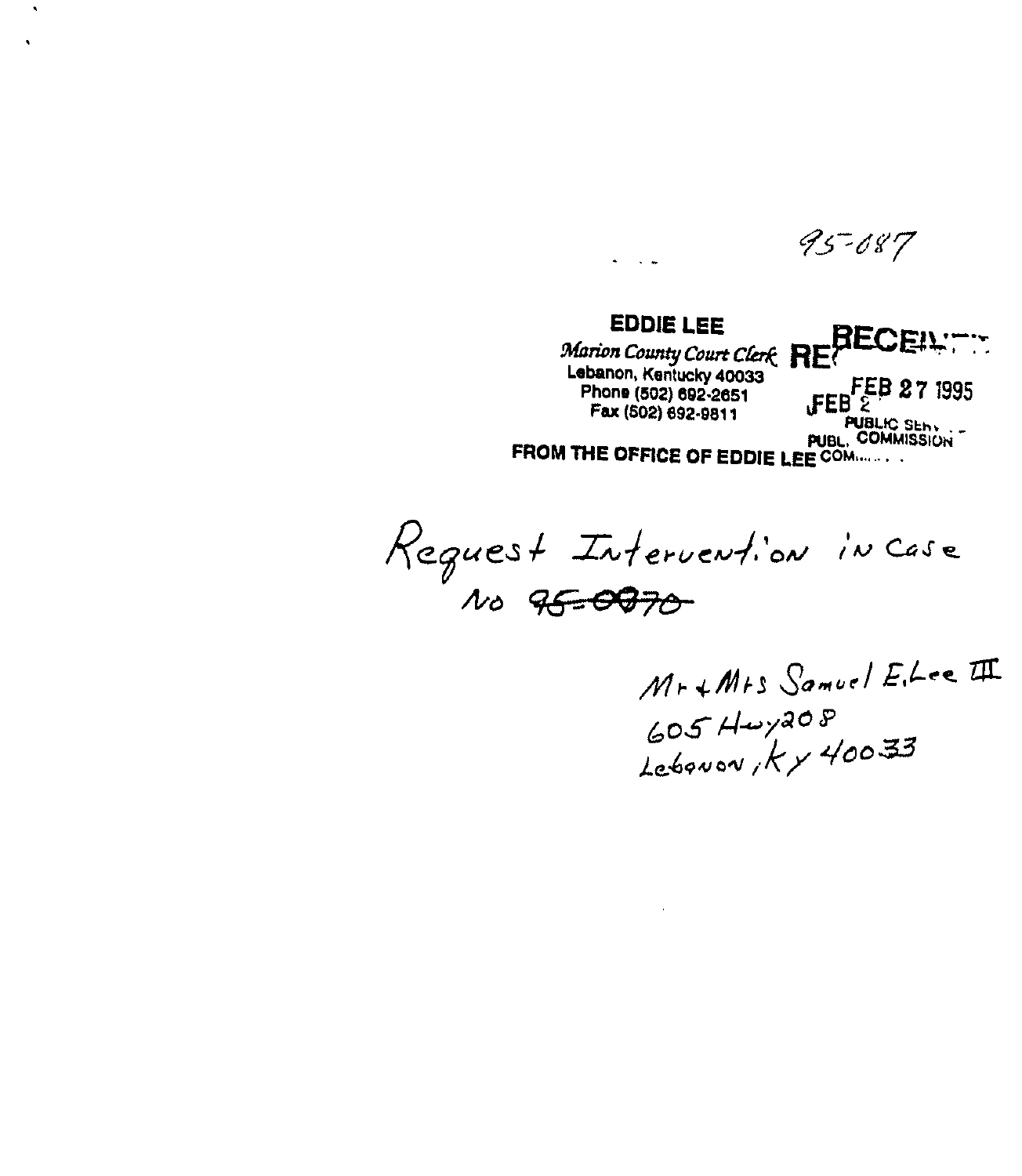95-087

**EDDIE LEE**
*Marion County Court Clerk*
Lebanon, Kentucky 40033
Phone (502) 692-2651
Fax (502) 692-9811

RECEIVED
FEB 27 1995
PUBLIC SERVICE COMMISSION

**FROM THE OFFICE OF EDDIE LEE**

Request Intervention in Case No ~~95-0870~~

Mr + Mrs Samuel E. Lee III
605 Hwy 208
Lebanon, Ky 40033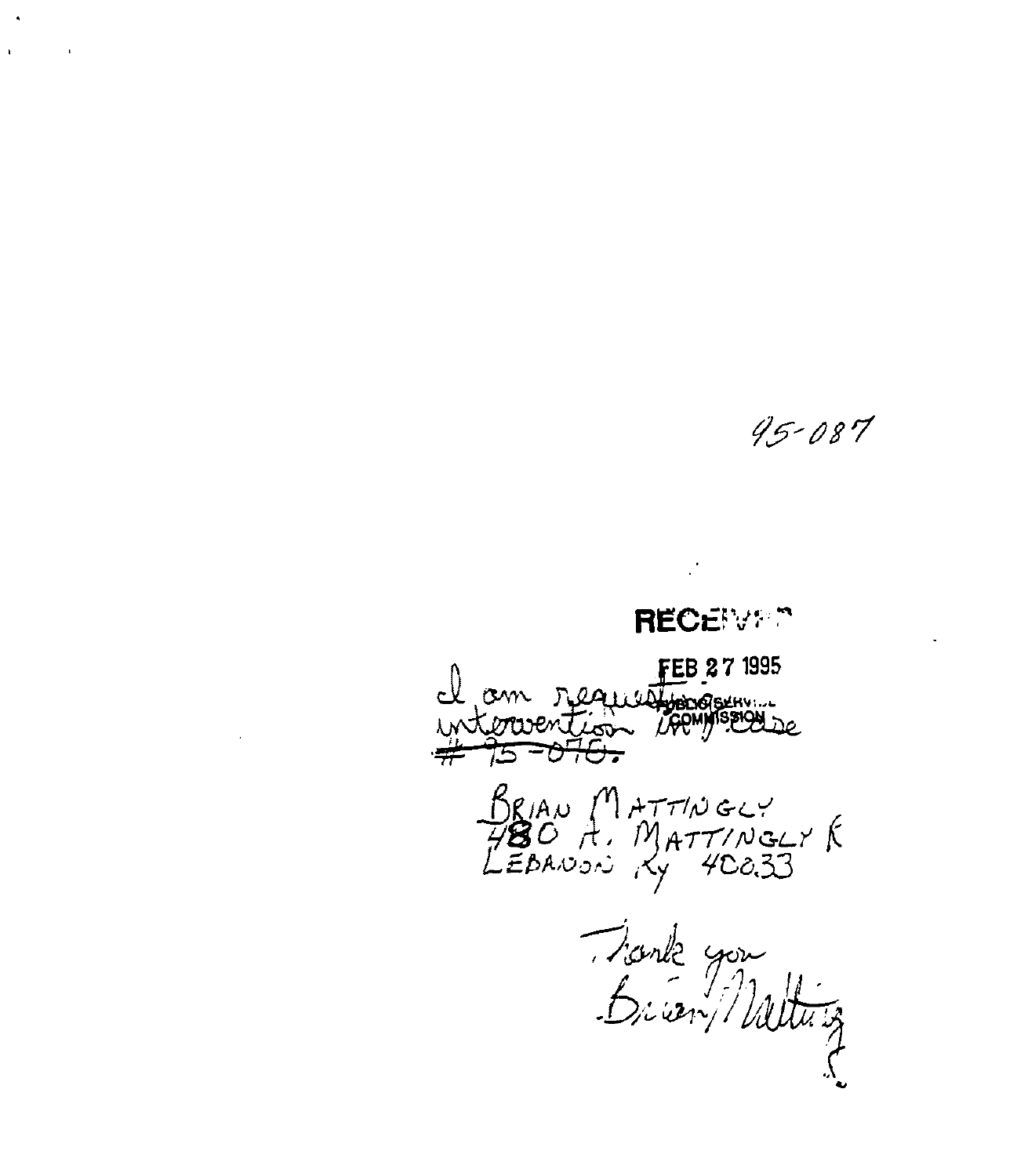95-087

RECEIVED

FEB 27 1995

PUBLIC SERVICE COMMISSION

I am requesting intervention in case # ~~95-070.~~

BRIAN MATTINGLY
480 A. MATTINGLY R
LEBANON Ky 40033

Thank you
Brian Mattingly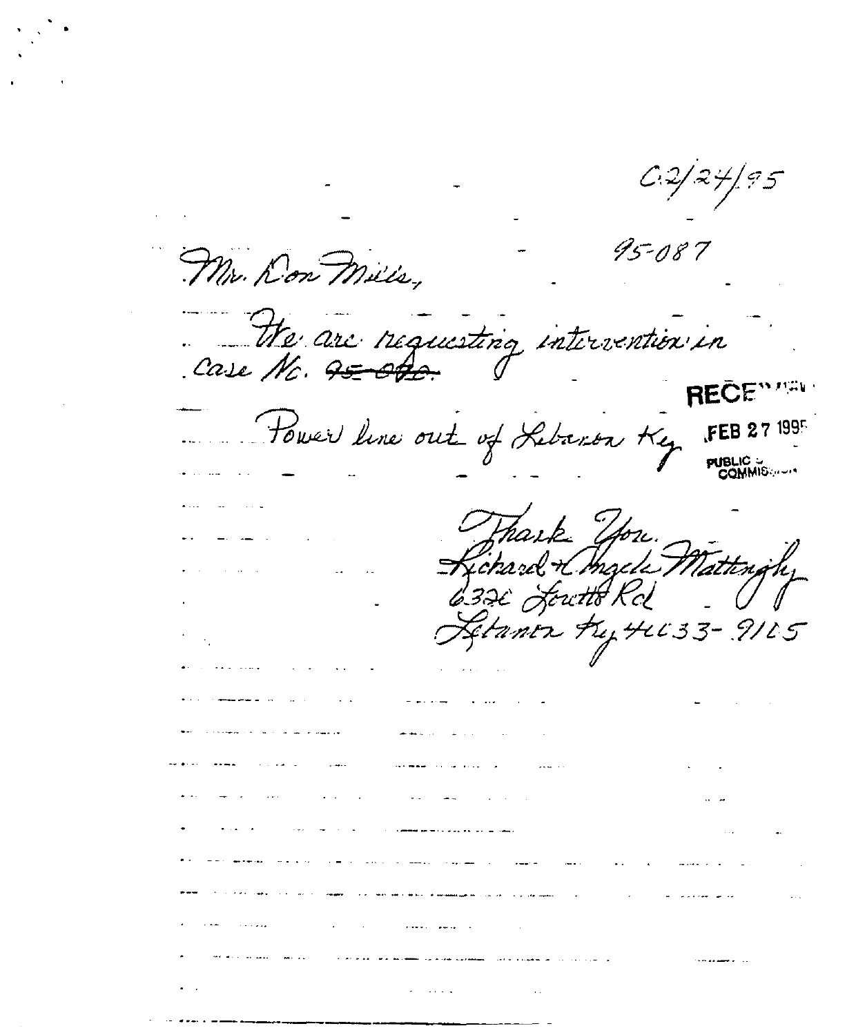02/24/95

95-087

Mr. Don Mills,

We are requesting intervention in Case No. ~~95-020~~.

RECEIVED
FEB 27 1995
PUBLIC SERVICE COMMISSION

Power line out of Lebanon Ky

Thank You.
Richard & Angela Mattingly
6326 Loretto Rd
Lebanon Ky 40033-9165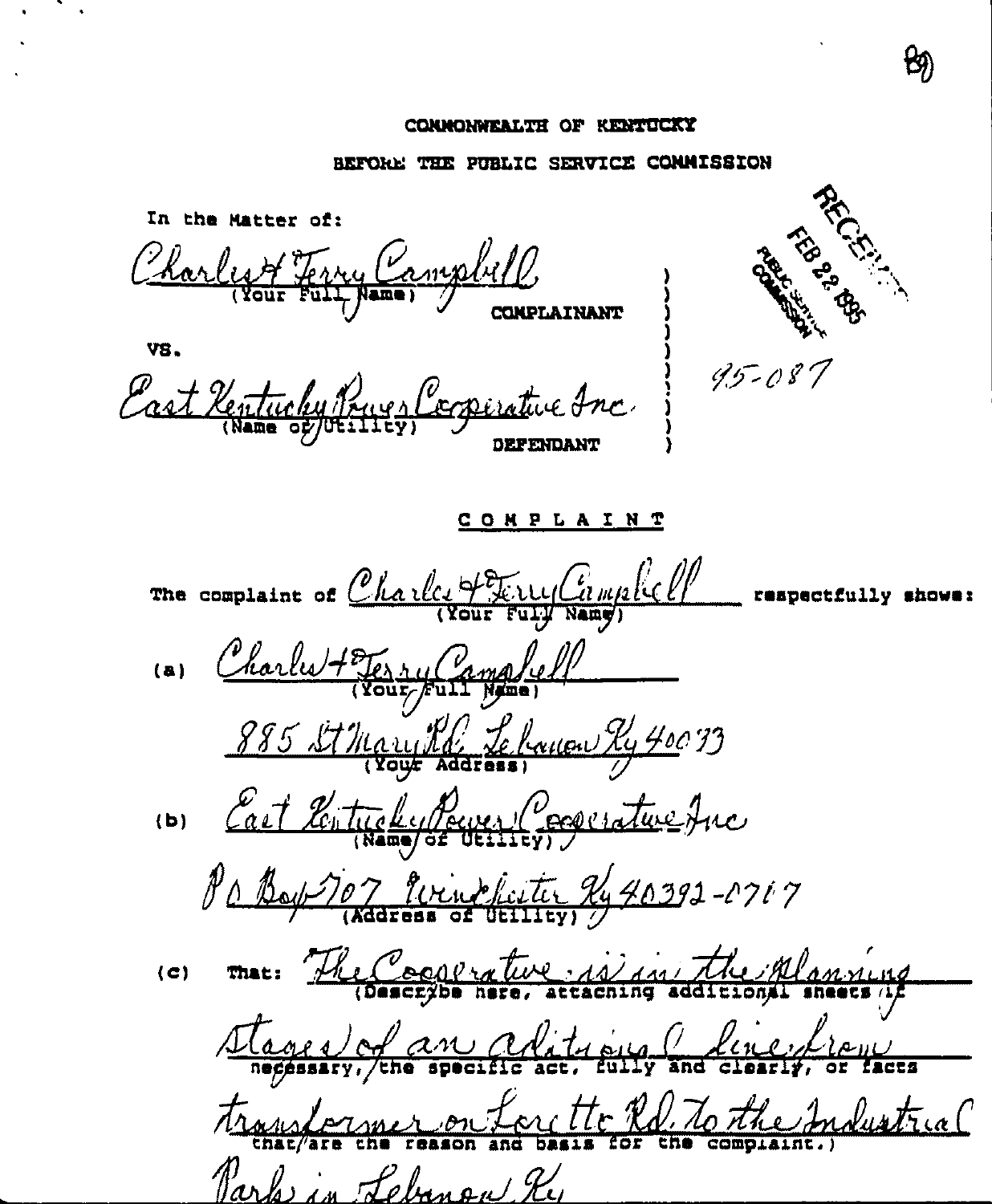COMMONWEALTH OF KENTUCKY

BEFORE THE PUBLIC SERVICE COMMISSION

RECEIVED FEB 22 1995 PUBLIC SERVICE COMMISSION

95-087

In the Matter of:

Charles & Terry Campbell
(Your Full Name)
COMPLAINANT

VS.

East Kentucky Power Cooperative Inc.
(Name of Utility)
DEFENDANT

## COMPLAINT

The complaint of Charles & Terry Campbell (Your Full Name) respectfully shows:

(a) Charles & Terry Campbell
(Your Full Name)

885 St Mary Rd. Lebanon Ky 40033
(Your Address)

(b) East Kentucky Power Cooperative Inc
(Name of Utility)

P O Box 707 Winchester Ky 40392-0707
(Address of Utility)

(c) That: The Cooperative is in the planning stages of an aditional line from transformer on Loretto Rd. to the Industrial Park in Lebanon Ky
(Describe here, attaching additional sheets if necessary, the specific act, fully and clearly, or facts that are the reason and basis for the complaint.)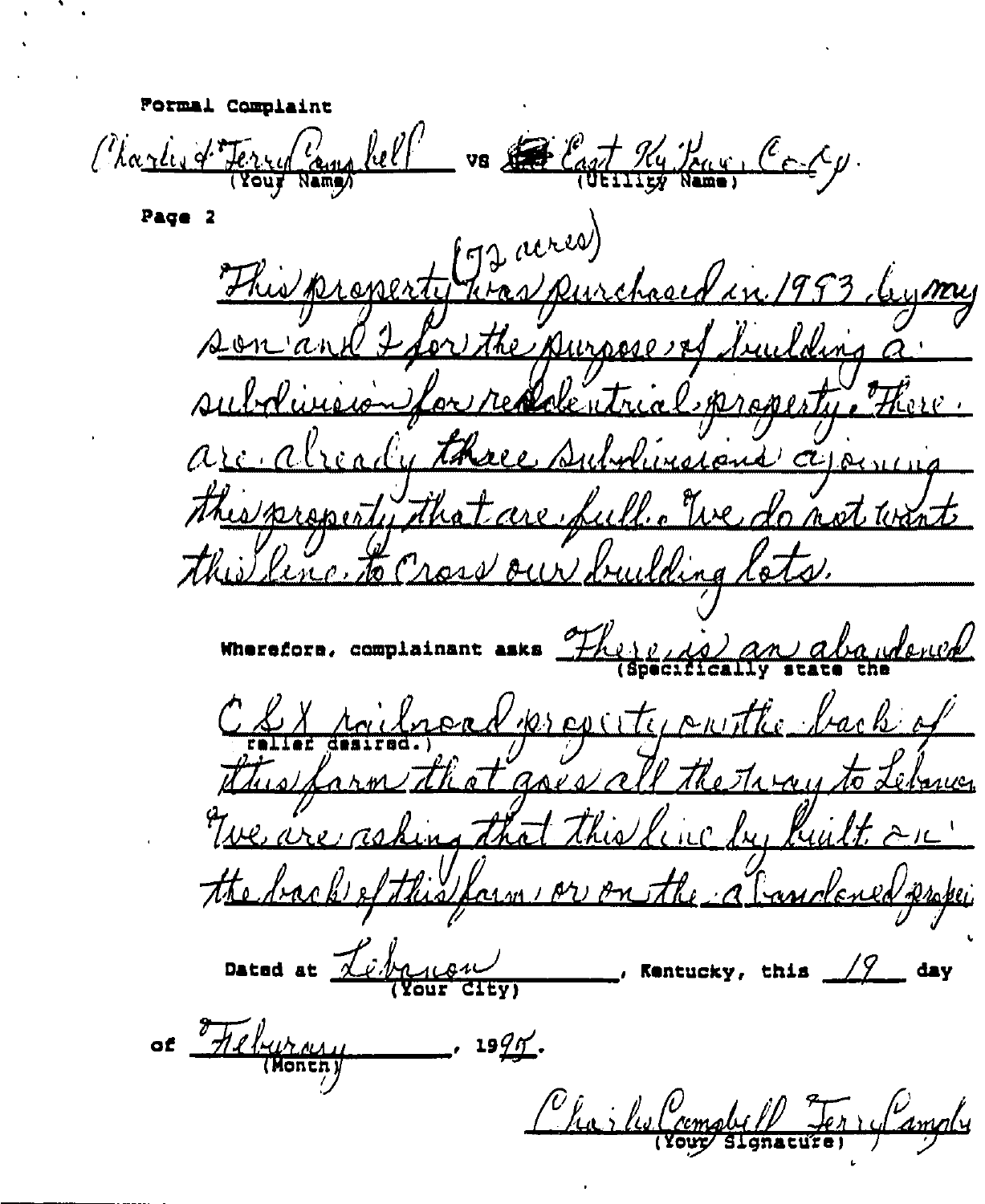Formal Complaint

Charles & Terry Campbell vs East Ky Power Co-Op.
(Your Name) (Utility Name)

Page 2

This property (72 acres) was purchased in 1993 by my son and I for the purpose of building a subdivision for residential property. There are already three subdivisions ajoining this property that are full. We do not want this line to cross our building lots.

Wherefore, complainant asks There is an abandoned CSX railroad property on the back of this farm that goes all the way to Lebanon. We are asking that this line be built on the back of this farm, or on the abandoned propert

(Specifically state the relief desired.)

Dated at Lebanon, Kentucky, this 19 day
(Your City)

of February, 1995.
(Month)

Charles Campbell Terry Campbell
(Your Signature)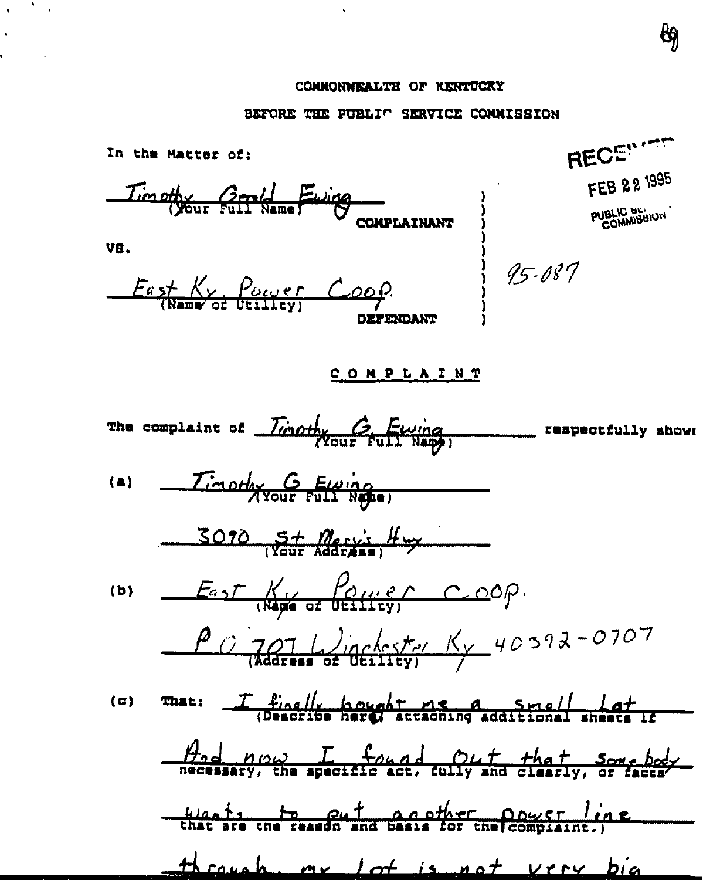COMMONWEALTH OF KENTUCKY

BEFORE THE PUBLIC SERVICE COMMISSION

RECEIVED
FEB 22 1995
PUBLIC SERVICE COMMISSION

In the Matter of:

Timothy Gerald Ewing
(Your Full Name)
COMPLAINANT

VS.

East Ky. Power Coop.
(Name of Utility)
DEFENDANT

95-087

## COMPLAINT

The complaint of Timothy G. Ewing (Your Full Name) respectfully shows:

(a) Timothy G Ewing
(Your Full Name)

3090 St Mary's Hwy
(Your Address)

(b) East Ky Power Coop.
(Name of Utility)

P O 707 Winchester Ky 40392-0707
(Address of Utility)

(c) That: I finally bought me a small Lot And now I found out that somebody wants to put another power line through my lot is not very big
(Describe here, attaching additional sheets if necessary, the specific act, fully and clearly, or facts that are the reason and basis for the complaint.)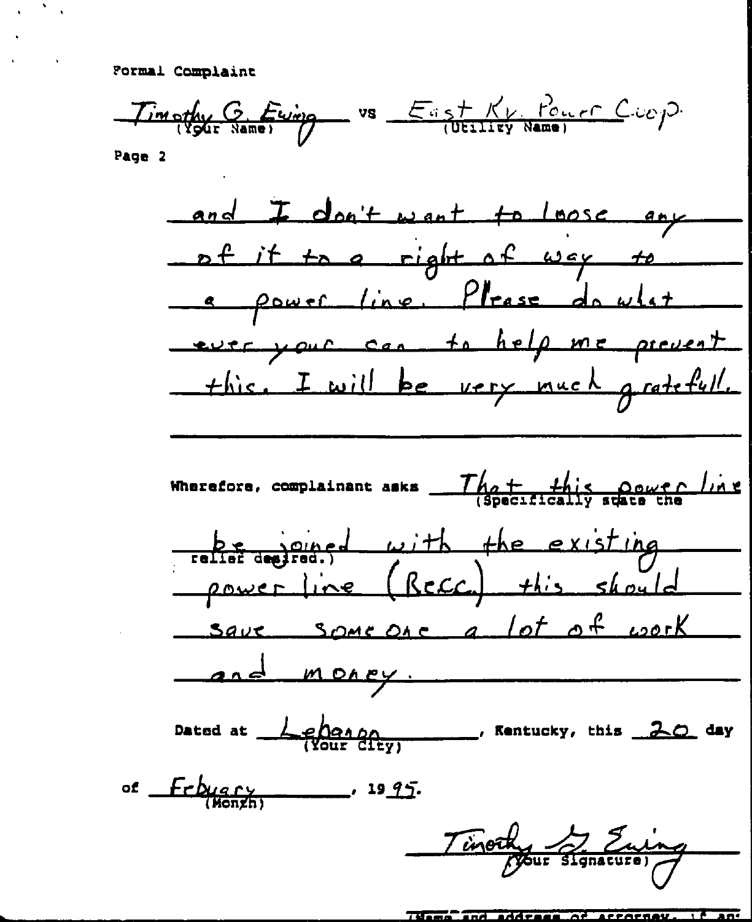Formal Complaint

Timothy G. Ewing vs East Ky. Power Coop.
(Your Name) (Utility Name)

Page 2

and I don't want to loose any of it to a right of way to a power line. Please do what ever your can to help me prevent this. I will be very much gratefull.

Wherefore, complainant asks That this power line be joined with the existing power line (RECC) this should save some one a lot of work and money.
(Specifically state the relief desired.)

Dated at Lebanon, Kentucky, this 20 day
(Your City)

of Febuary, 1995.
(Month)

Timothy G. Ewing
(Your Signature)

(Name and address of attorney, if any)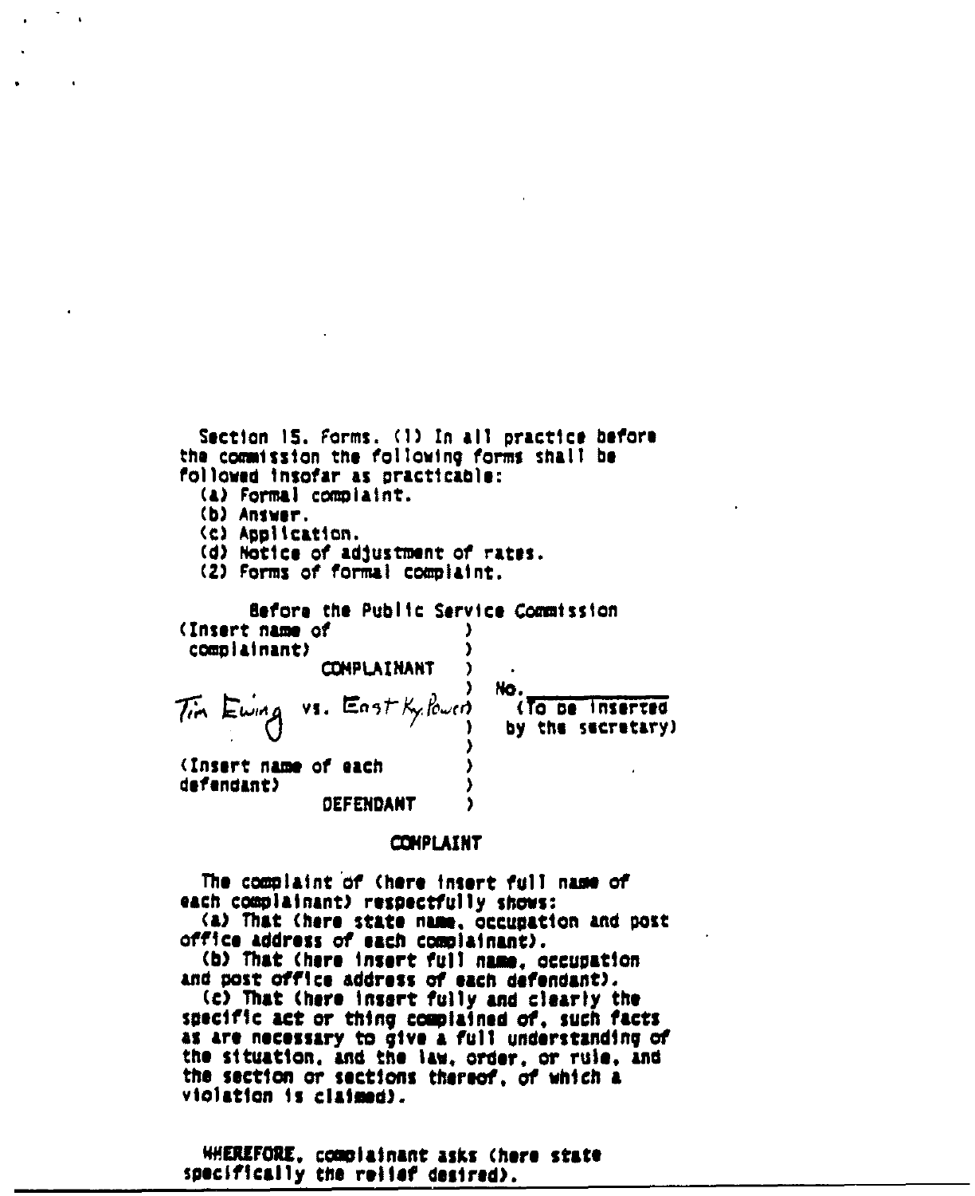Section 15. Forms. (1) In all practice before the commission the following forms shall be followed insofar as practicable:

(a) Formal complaint.
(b) Answer.
(c) Application.
(d) Notice of adjustment of rates.

(2) Forms of formal complaint.

Before the Public Service Commission

```
(Insert name of          )
 complainant)            )
           COMPLAINANT   )
                         )  No.____________
Tim Ewing vs. East Ky. Power )  (To be inserted
                         )   by the secretary)
                         )
(Insert name of each     )
defendant)               )
            DEFENDANT    )
```

COMPLAINT

The complaint of (here insert full name of each complainant) respectfully shows:

(a) That (here state name, occupation and post office address of each complainant).

(b) That (here insert full name, occupation and post office address of each defendant).

(c) That (here insert fully and clearly the specific act or thing complained of, such facts as are necessary to give a full understanding of the situation, and the law, order, or rule, and the section or sections thereof, of which a violation is claimed).

WHEREFORE, complainant asks (here state specifically the relief desired).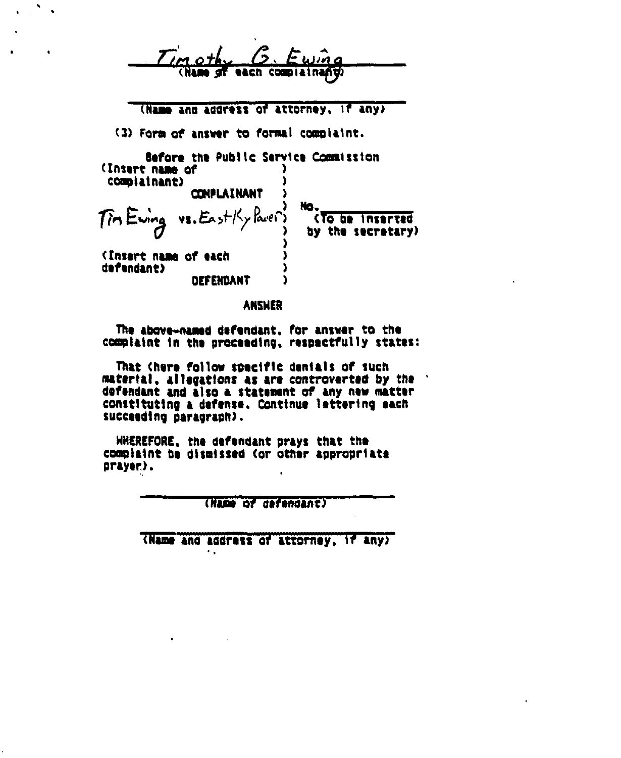Timothy G. Ewing
(Name of each complainant)

(Name and address of attorney, if any)

(3) Form of answer to formal complaint.

Before the Public Service Commission

(Insert name of complainant)
COMPLAINANT

Tim Ewing vs. East Ky Power

No. ____________ (To be inserted by the secretary)

(Insert name of each defendant)
DEFENDANT

**ANSWER**

The above-named defendant, for answer to the complaint in the proceeding, respectfully states:

That (here follow specific denials of such material, allegations as are controverted by the defendant and also a statement of any new matter constituting a defense. Continue lettering each succeeding paragraph).

WHEREFORE, the defendant prays that the complaint be dismissed (or other appropriate prayer).

(Name of defendant)

(Name and address of attorney, if any)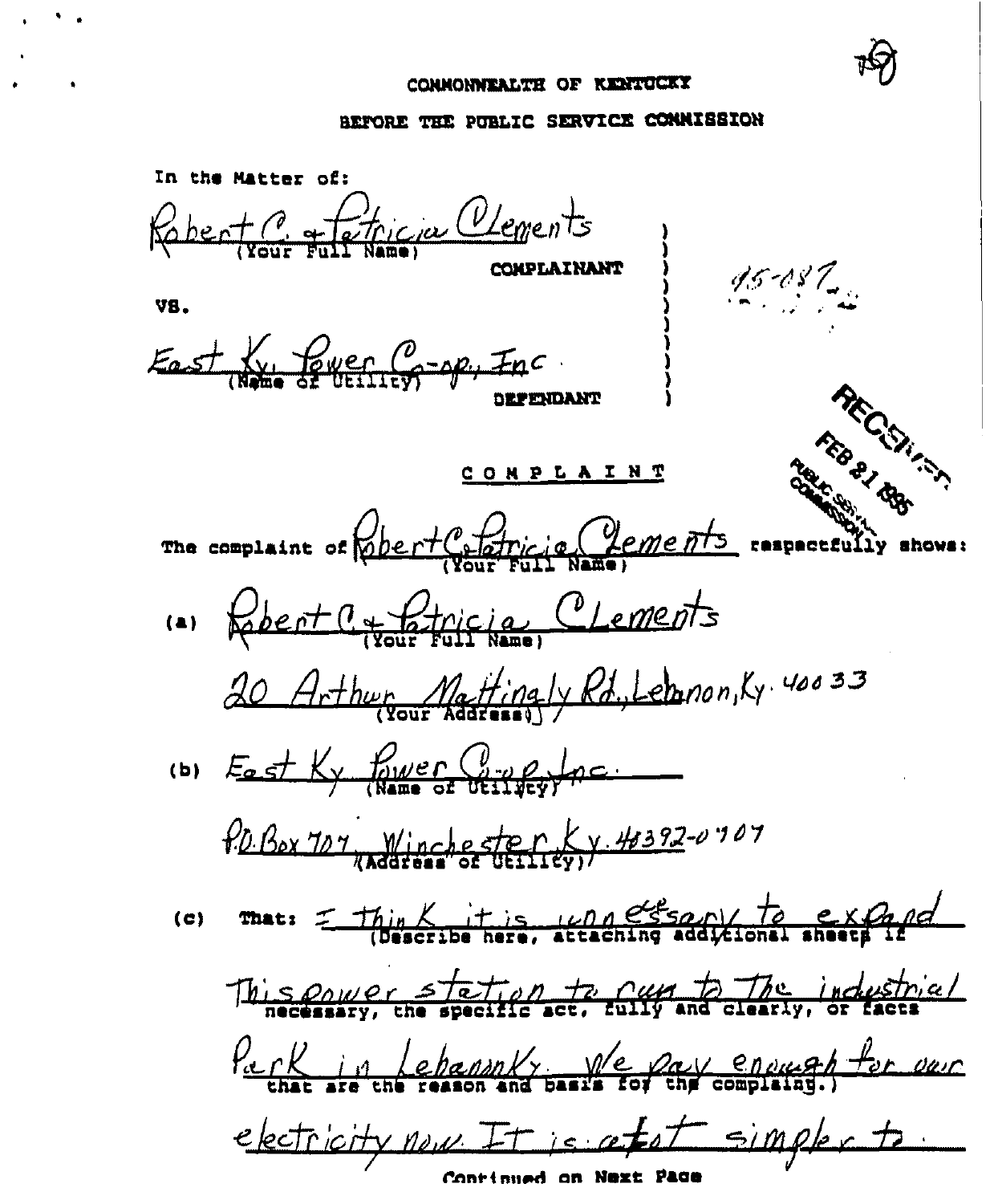COMMONWEALTH OF KENTUCKY

BEFORE THE PUBLIC SERVICE COMMISSION

In the Matter of:

Robert C. & Patricia Clements
(Your Full Name)

COMPLAINANT

95-087

VS.

East Ky. Power Co-op, Inc.
(Name of Utility)

DEFENDANT

RECEIVED
FEB 21 1995
PUBLIC SERVICE COMMISSION

# C O M P L A I N T

The complaint of Robert C. & Patricia Clements (Your Full Name) respectfully shows:

(a) Robert C. & Patricia Clements
(Your Full Name)

20 Arthur Mattingly Rd., Lebanon, Ky. 40033
(Your Address)

(b) East Ky. Power Co-op, Inc.
(Name of Utility)

P.O. Box 707, Winchester, Ky. 40392-0707
(Address of Utility)

(c) That: I think it is unnecessary to expand This power station to run to The industrial Park in Lebanon Ky. We pay enough for our electricity now. It is a lot simpler to
(Describe here, attaching additional sheets if necessary, the specific act, fully and clearly, or facts that are the reason and basis for the complaint.)

Continued on Next Page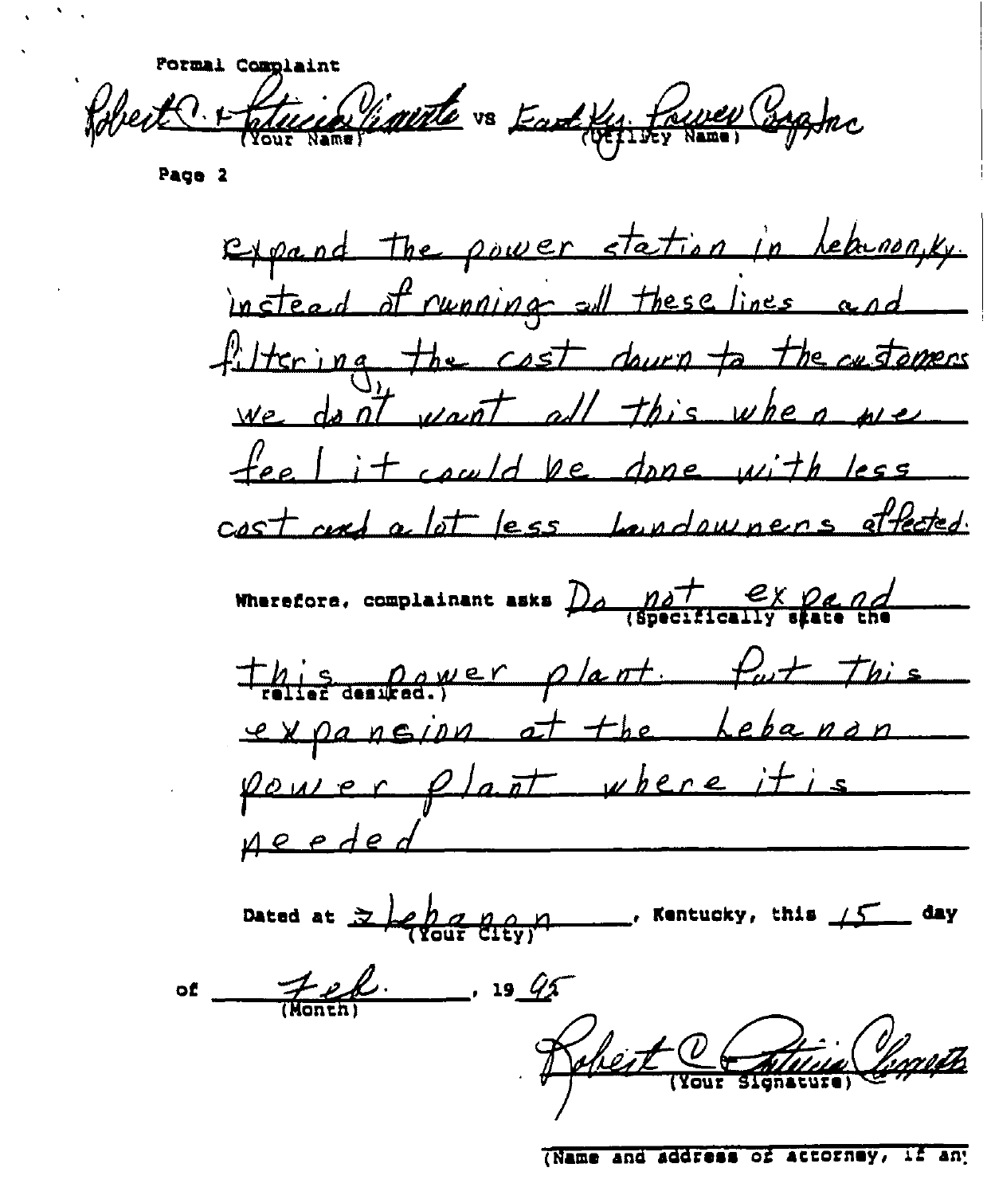Formal Complaint

Robert C. + Patricia Vimnte vs East Ky. Power Corp Inc
(Your Name) (Utility Name)

Page 2

expand the power station in Lebanon, Ky. instead of running all these lines and filtering the cost down to the customers we don't want all this when we feel it could be done with less cost and a lot less landowners affected.

Wherefore, complainant asks Do not expand this power plant. Put this expansion at the Lebanon power plant where it is needed
(Specifically state the relief desired.)

Dated at Lebanon, Kentucky, this 15 day
(Your City)

of Feb., 19 95
(Month)

Robert C. Patricia Vimnte
(Your Signature)

(Name and address of attorney, if any)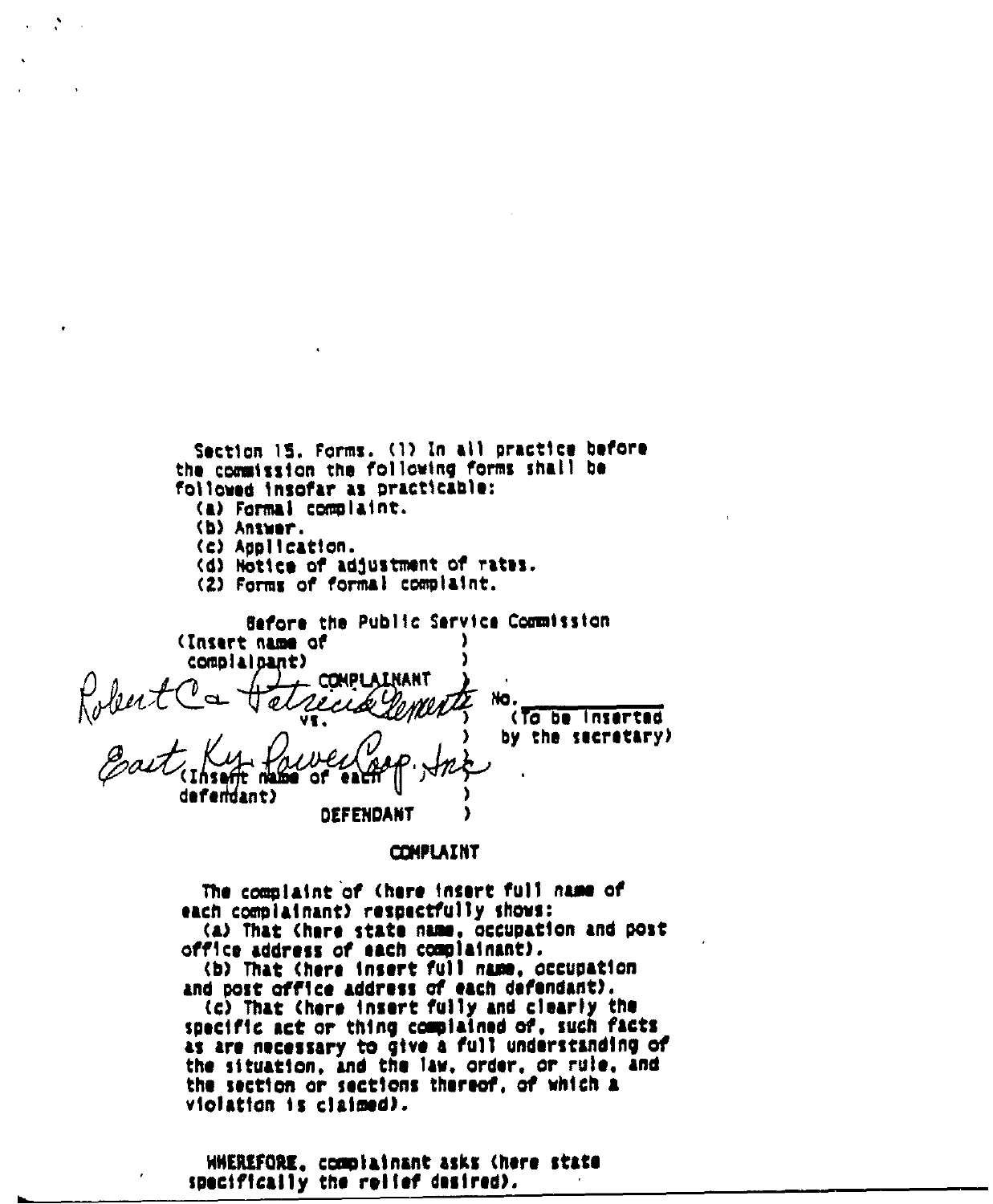Section 15. Forms. (1) In all practice before the commission the following forms shall be followed insofar as practicable:

(a) Formal complaint.
(b) Answer.
(c) Application.
(d) Notice of adjustment of rates.
(2) Forms of formal complaint.

Before the Public Service Commission

| | | |
|---|---|---|
| (Insert name of complainant) Robert Ca Patricia Clements | ) | |
| COMPLAINANT | ) | No. ______ |
| vs. | ) | (To be inserted by the secretary) |
| East Ky Power Corp. Inc (Insert name of each defendant) | ) | |
| DEFENDANT | ) | |

**COMPLAINT**

The complaint of (here insert full name of each complainant) respectfully shows:

(a) That (here state name, occupation and post office address of each complainant).

(b) That (here insert full name, occupation and post office address of each defendant).

(c) That (here insert fully and clearly the specific act or thing complained of, such facts as are necessary to give a full understanding of the situation, and the law, order, or rule, and the section or sections thereof, of which a violation is claimed).

WHEREFORE, complainant asks (here state specifically the relief desired).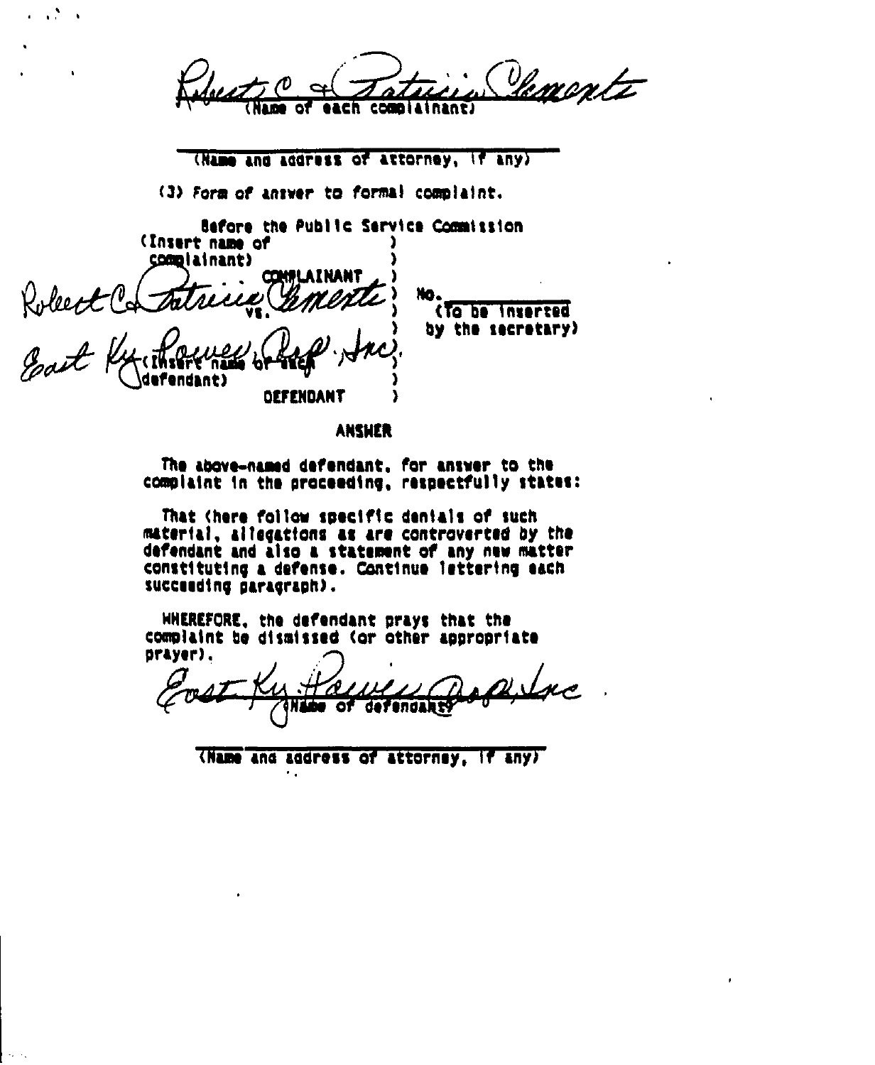Robert C & Patricia Clements
(Name of each complainant)

______________________
(Name and address of attorney, if any)

(3) Form of answer to formal complaint.

Before the Public Service Commission

(Insert name of complainant)
COMPLAINANT
Robert C & Patricia Clements
vs.
East Ky Power Coop, Inc.
(Insert name of each defendant)
DEFENDANT

No. __________
(To be inserted by the secretary)

**ANSWER**

The above-named defendant, for answer to the complaint in the proceeding, respectfully states:

That (here follow specific denials of such material, allegations as are controverted by the defendant and also a statement of any new matter constituting a defense. Continue lettering each succeeding paragraph).

WHEREFORE, the defendant prays that the complaint be dismissed (or other appropriate prayer).

East Ky Power Coop, Inc
(Name of defendant)

______________________
(Name and address of attorney, if any)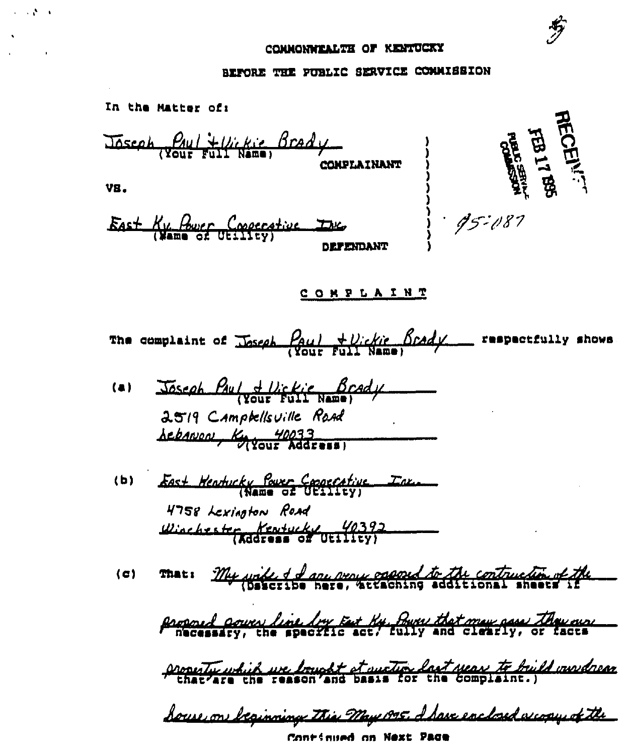COMMONWEALTH OF KENTUCKY

BEFORE THE PUBLIC SERVICE COMMISSION

RECEIVED
FEB 17 1995
PUBLIC SERVICE COMMISSION

In the Matter of:

Joseph Paul & Vickie Brady
(Your Full Name)

COMPLAINANT

VS.

East Ky. Power Cooperative Inc.
(Name of Utility)

DEFENDANT

95-087

## C O M P L A I N T

The complaint of Joseph Paul & Vickie Brady (Your Full Name) respectfully shows

(a) Joseph Paul & Vickie Brady
(Your Full Name)
2519 Campbellsville Road
Lebanon, Ky. 40033
(Your Address)

(b) East Kentucky Power Cooperative Inc.
(Name of Utility)
4758 Lexington Road
Winchester, Kentucky 40392
(Address of Utility)

(c) That: My wife & I are very opposed to the contruction of the proposed power line by East Ky. Power that may pass thru our property which we bought at auction last year to build our dream house on beginning this May 1995. I have enclosed a copy of the

(Describe here, attaching additional sheets if necessary, the specific act, fully and clearly, or facts that are the reason and basis for the complaint.)

Continued on Next Page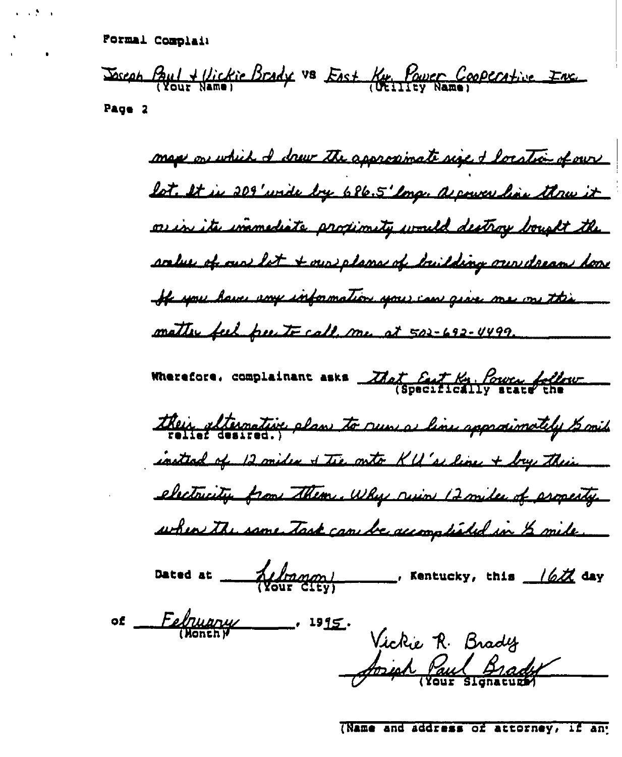Formal Complaint

Joseph Paul & Vickie Brady vs East Ky. Power Cooperative Inc.
(Your Name) (Utility Name)

Page 2

map on which I drew the approximate size & location of our lot. It is 209' wide by 686.5' long. A power line thru it or in its immediate proximity would destroy bought the value of our lot & our plans of building our dream home. If you have any information you can give me on this matter feel free to call me at 502-692-4499.

Wherefore, complainant asks That East Ky. Power follow their alternative plan to run a line approximately ½ mile instead of 12 miles & tie onto KU's line & buy their electricity from them. Why ruin 12 miles of property when the same task can be accomplished in ½ mile.
(Specifically state the relief desired.)

Dated at Lebanon, Kentucky, this 16th day
(Your City)

of February, 1995.
(Month)

Vickie R. Brady
Joseph Paul Brady
(Your Signature)

(Name and address of attorney, if any)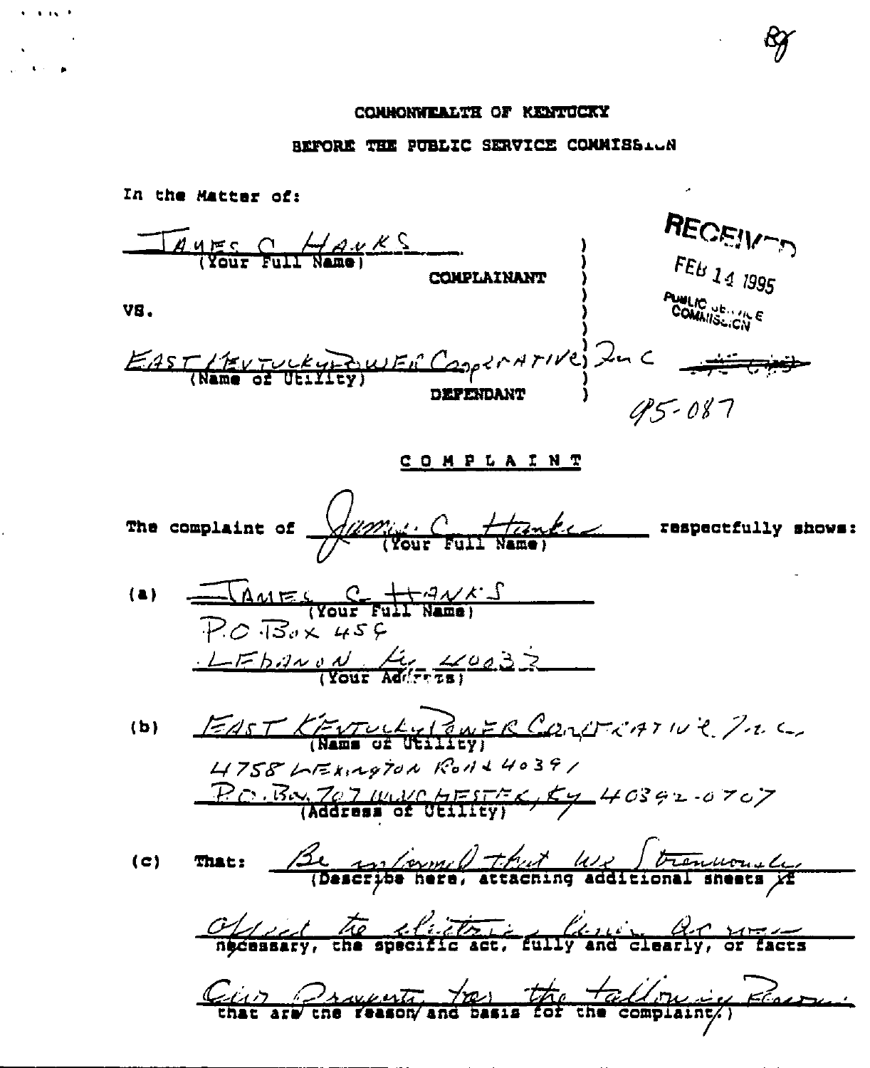COMMONWEALTH OF KENTUCKY

BEFORE THE PUBLIC SERVICE COMMISSION

In the Matter of:

JAMES C HANKS
(Your Full Name)

COMPLAINANT

VS.

EAST KENTUCKY POWER Cooperative, Inc
(Name of Utility)

DEFENDANT

RECEIVED
FEB 14 1995
PUBLIC SERVICE COMMISSION

95-087

# COMPLAINT

The complaint of James C. Hanks (Your Full Name) respectfully shows:

(a) JAMES C HANKS
(Your Full Name)
P.O Box 459
LEBANON Ky 40033
(Your Address)

(b) EAST KENTUCKY POWER COOPERATIVE, Inc
(Name of Utility)
4758 LEXINGTON ROAD 40391
P.O. Box 707 WINCHESTER, Ky 40392-0707
(Address of Utility)

(c) That: Be informed that we strenuously (Describe here, attaching additional sheets if necessary, the specific act, fully and clearly, or facts that are the reason and basis for the complaint.)

Object the electric lines across
our property for the following reasons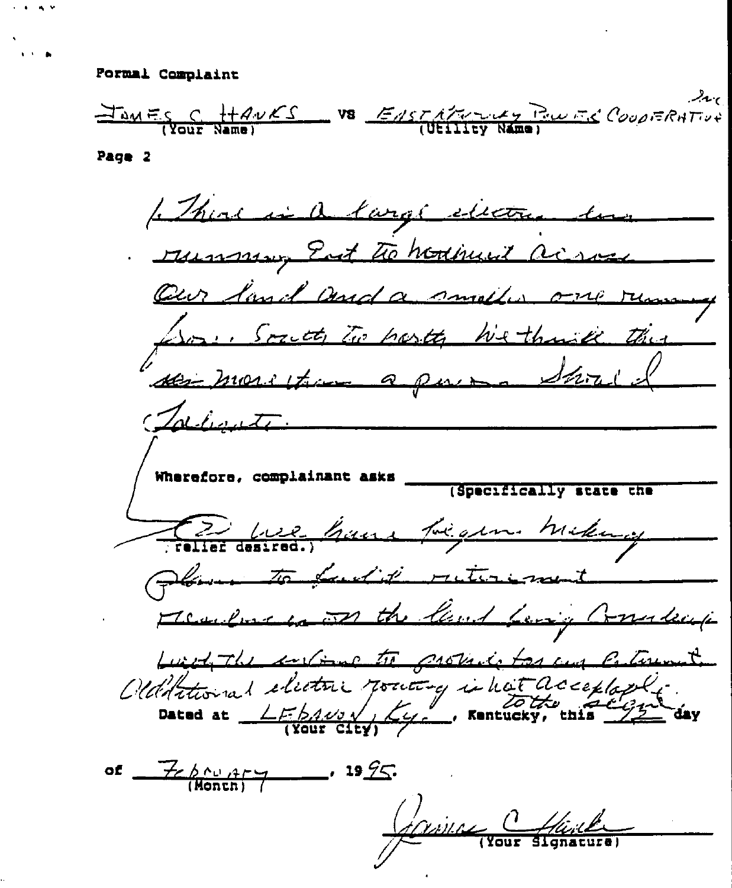Formal Complaint

James C Hanks vs East Kentucky Power Cooperative Inc
(Your Name) (Utility Name)

Page 2

1. There is a large electric line running East to West across our land and a smaller one running from South to North. We think this is more than a person should tolerate.

Wherefore, complainant asks (Specifically state the relief desired.)

(2) We have a firm making plans to build retirement residences on all the land being considered with the intent to provide for our retirement. Additional electric routing is not acceptable to the sight.

Dated at LEBANON, Ky., Kentucky, this 13 day of February, 1995.

James C Hanks
(Your Signature)